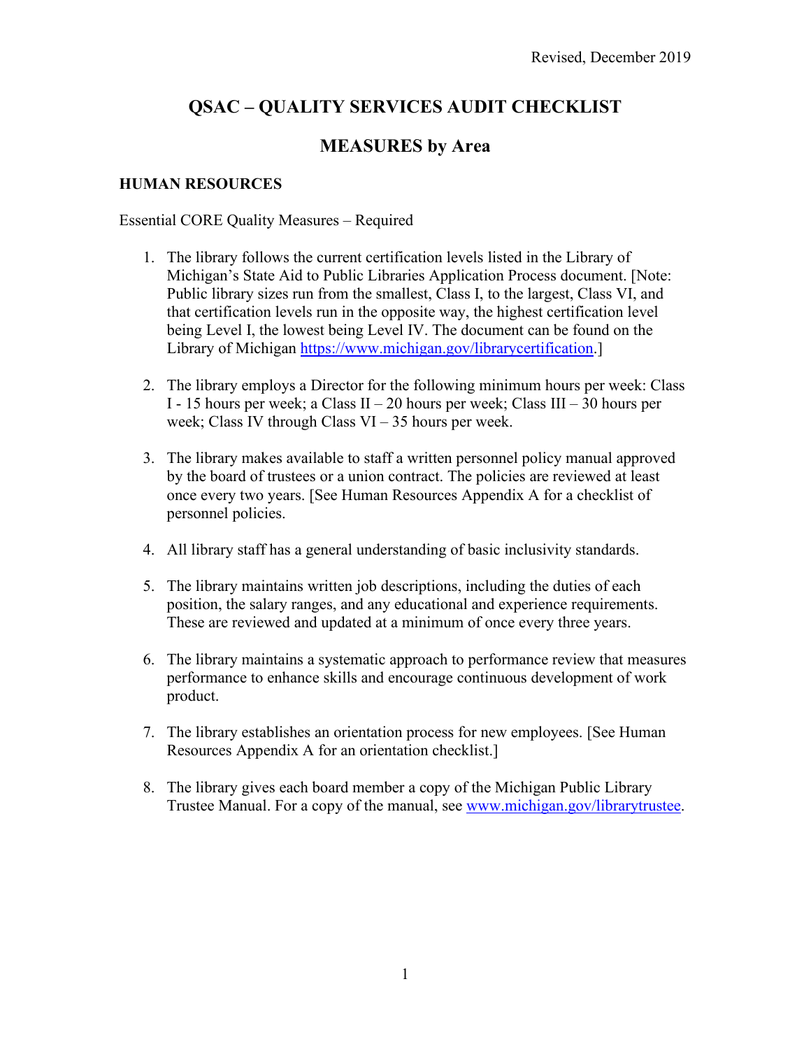Revised, December 2019

# QSAC – QUALITY SERVICES AUDIT CHECKLIST

## MEASURES by Area

### HUMAN RESOURCES

Essential CORE Quality Measures – Required

1. The library follows the current certification levels listed in the Library of Michigan's State Aid to Public Libraries Application Process document. [Note: Public library sizes run from the smallest, Class I, to the largest, Class VI, and that certification levels run in the opposite way, the highest certification level being Level I, the lowest being Level IV. The document can be found on the Library of Michigan https://www.michigan.gov/librarycertification.]

2. The library employs a Director for the following minimum hours per week: Class I - 15 hours per week; a Class II – 20 hours per week; Class III – 30 hours per week; Class IV through Class VI – 35 hours per week.

3. The library makes available to staff a written personnel policy manual approved by the board of trustees or a union contract. The policies are reviewed at least once every two years. [See Human Resources Appendix A for a checklist of personnel policies.

4. All library staff has a general understanding of basic inclusivity standards.

5. The library maintains written job descriptions, including the duties of each position, the salary ranges, and any educational and experience requirements. These are reviewed and updated at a minimum of once every three years.

6. The library maintains a systematic approach to performance review that measures performance to enhance skills and encourage continuous development of work product.

7. The library establishes an orientation process for new employees. [See Human Resources Appendix A for an orientation checklist.]

8. The library gives each board member a copy of the Michigan Public Library Trustee Manual. For a copy of the manual, see www.michigan.gov/librarytrustee.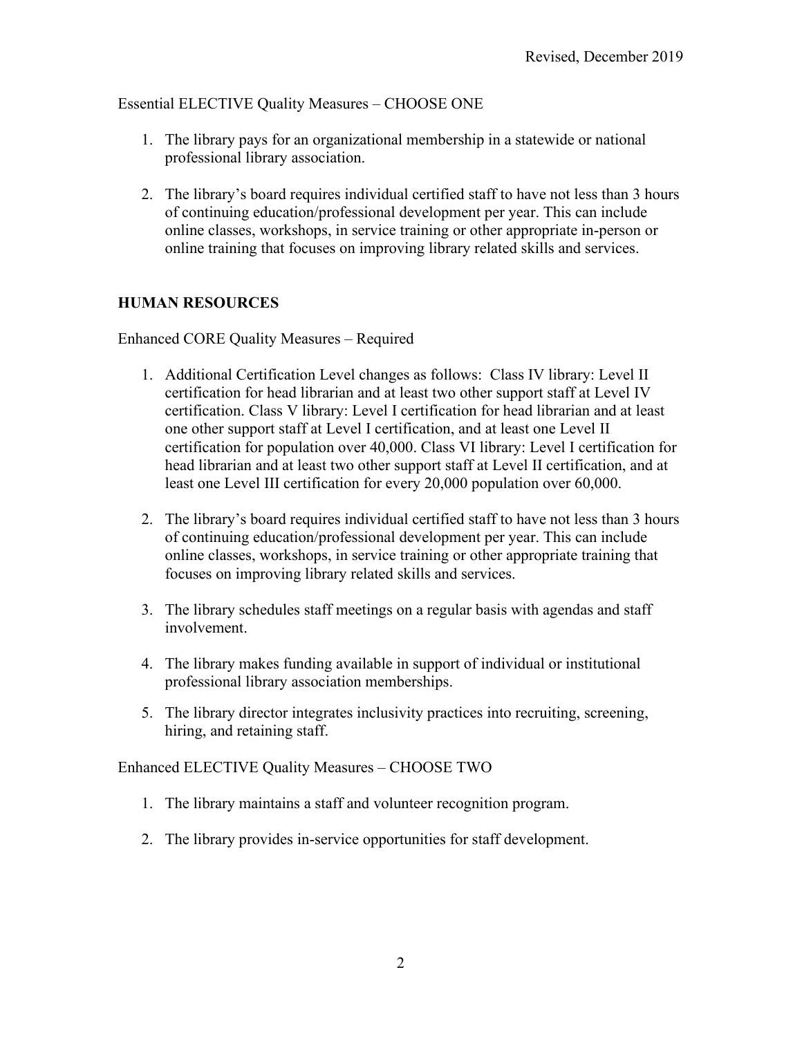Essential ELECTIVE Quality Measures – CHOOSE ONE

1. The library pays for an organizational membership in a statewide or national professional library association.

2. The library's board requires individual certified staff to have not less than 3 hours of continuing education/professional development per year. This can include online classes, workshops, in service training or other appropriate in-person or online training that focuses on improving library related skills and services.

## HUMAN RESOURCES

Enhanced CORE Quality Measures – Required

1. Additional Certification Level changes as follows: Class IV library: Level II certification for head librarian and at least two other support staff at Level IV certification. Class V library: Level I certification for head librarian and at least one other support staff at Level I certification, and at least one Level II certification for population over 40,000. Class VI library: Level I certification for head librarian and at least two other support staff at Level II certification, and at least one Level III certification for every 20,000 population over 60,000.

2. The library's board requires individual certified staff to have not less than 3 hours of continuing education/professional development per year. This can include online classes, workshops, in service training or other appropriate training that focuses on improving library related skills and services.

3. The library schedules staff meetings on a regular basis with agendas and staff involvement.

4. The library makes funding available in support of individual or institutional professional library association memberships.

5. The library director integrates inclusivity practices into recruiting, screening, hiring, and retaining staff.

Enhanced ELECTIVE Quality Measures – CHOOSE TWO

1. The library maintains a staff and volunteer recognition program.

2. The library provides in-service opportunities for staff development.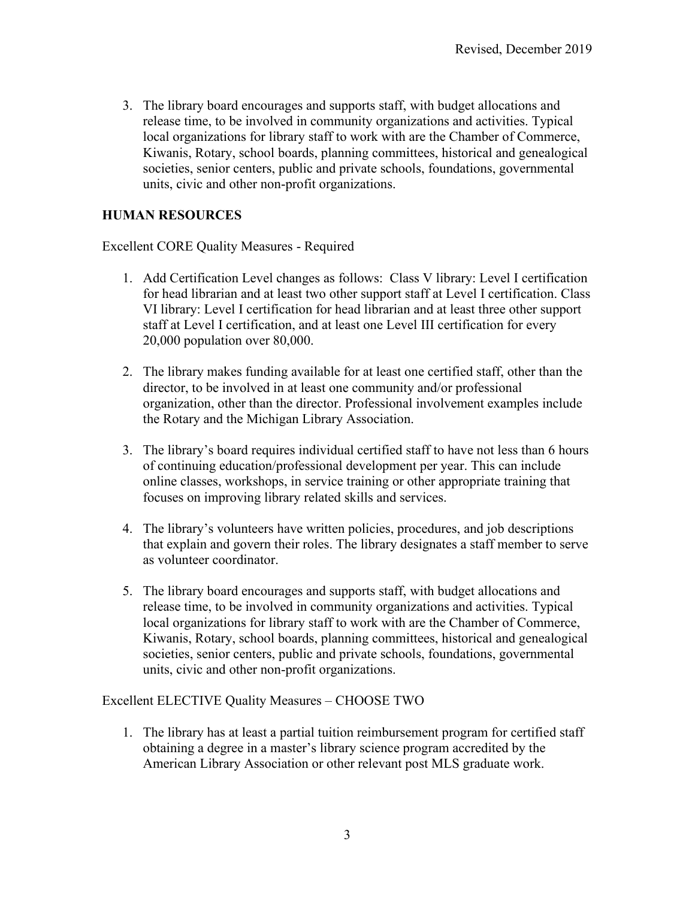3. The library board encourages and supports staff, with budget allocations and release time, to be involved in community organizations and activities. Typical local organizations for library staff to work with are the Chamber of Commerce, Kiwanis, Rotary, school boards, planning committees, historical and genealogical societies, senior centers, public and private schools, foundations, governmental units, civic and other non-profit organizations.

## HUMAN RESOURCES

Excellent CORE Quality Measures - Required

1. Add Certification Level changes as follows: Class V library: Level I certification for head librarian and at least two other support staff at Level I certification. Class VI library: Level I certification for head librarian and at least three other support staff at Level I certification, and at least one Level III certification for every 20,000 population over 80,000.

2. The library makes funding available for at least one certified staff, other than the director, to be involved in at least one community and/or professional organization, other than the director. Professional involvement examples include the Rotary and the Michigan Library Association.

3. The library's board requires individual certified staff to have not less than 6 hours of continuing education/professional development per year. This can include online classes, workshops, in service training or other appropriate training that focuses on improving library related skills and services.

4. The library's volunteers have written policies, procedures, and job descriptions that explain and govern their roles. The library designates a staff member to serve as volunteer coordinator.

5. The library board encourages and supports staff, with budget allocations and release time, to be involved in community organizations and activities. Typical local organizations for library staff to work with are the Chamber of Commerce, Kiwanis, Rotary, school boards, planning committees, historical and genealogical societies, senior centers, public and private schools, foundations, governmental units, civic and other non-profit organizations.

Excellent ELECTIVE Quality Measures – CHOOSE TWO

1. The library has at least a partial tuition reimbursement program for certified staff obtaining a degree in a master's library science program accredited by the American Library Association or other relevant post MLS graduate work.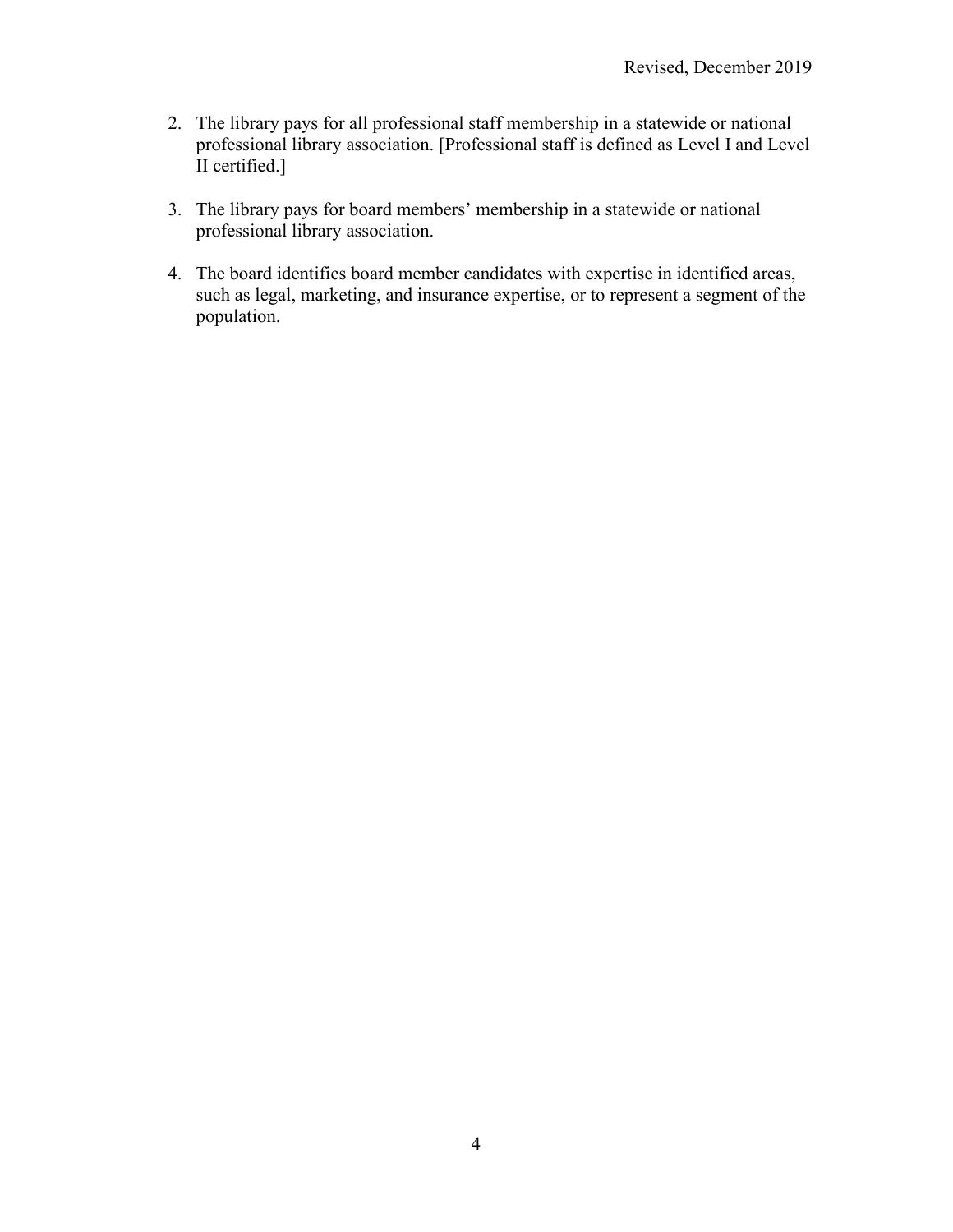2. The library pays for all professional staff membership in a statewide or national professional library association. [Professional staff is defined as Level I and Level II certified.]

3. The library pays for board members' membership in a statewide or national professional library association.

4. The board identifies board member candidates with expertise in identified areas, such as legal, marketing, and insurance expertise, or to represent a segment of the population.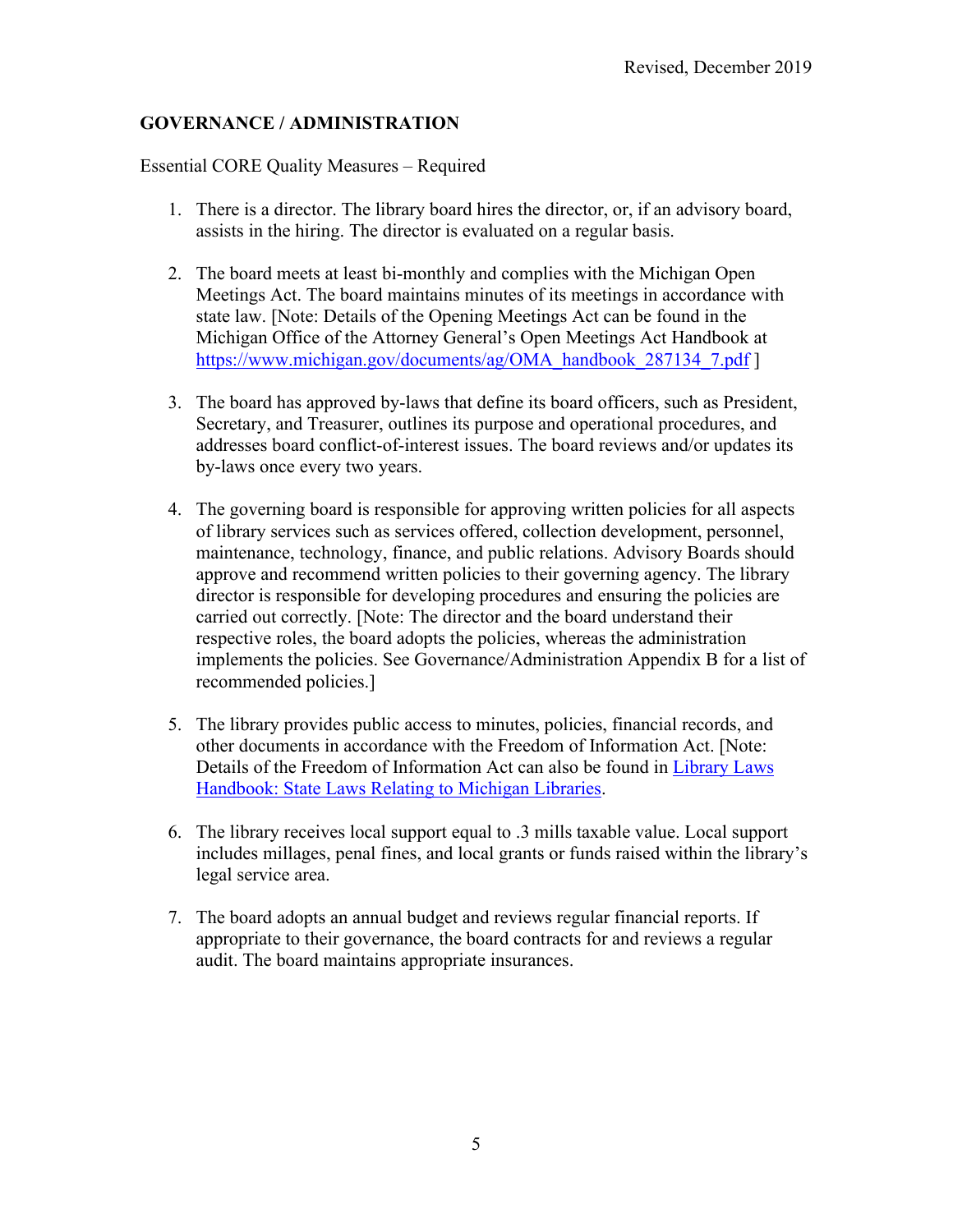Revised, December 2019

## GOVERNANCE / ADMINISTRATION

Essential CORE Quality Measures – Required

1. There is a director. The library board hires the director, or, if an advisory board, assists in the hiring. The director is evaluated on a regular basis.

2. The board meets at least bi-monthly and complies with the Michigan Open Meetings Act. The board maintains minutes of its meetings in accordance with state law. [Note: Details of the Opening Meetings Act can be found in the Michigan Office of the Attorney General's Open Meetings Act Handbook at [https://www.michigan.gov/documents/ag/OMA_handbook_287134_7.pdf](https://www.michigan.gov/documents/ag/OMA_handbook_287134_7.pdf) ]

3. The board has approved by-laws that define its board officers, such as President, Secretary, and Treasurer, outlines its purpose and operational procedures, and addresses board conflict-of-interest issues. The board reviews and/or updates its by-laws once every two years.

4. The governing board is responsible for approving written policies for all aspects of library services such as services offered, collection development, personnel, maintenance, technology, finance, and public relations. Advisory Boards should approve and recommend written policies to their governing agency. The library director is responsible for developing procedures and ensuring the policies are carried out correctly. [Note: The director and the board understand their respective roles, the board adopts the policies, whereas the administration implements the policies. See Governance/Administration Appendix B for a list of recommended policies.]

5. The library provides public access to minutes, policies, financial records, and other documents in accordance with the Freedom of Information Act. [Note: Details of the Freedom of Information Act can also be found in Library Laws Handbook: State Laws Relating to Michigan Libraries.

6. The library receives local support equal to .3 mills taxable value. Local support includes millages, penal fines, and local grants or funds raised within the library's legal service area.

7. The board adopts an annual budget and reviews regular financial reports. If appropriate to their governance, the board contracts for and reviews a regular audit. The board maintains appropriate insurances.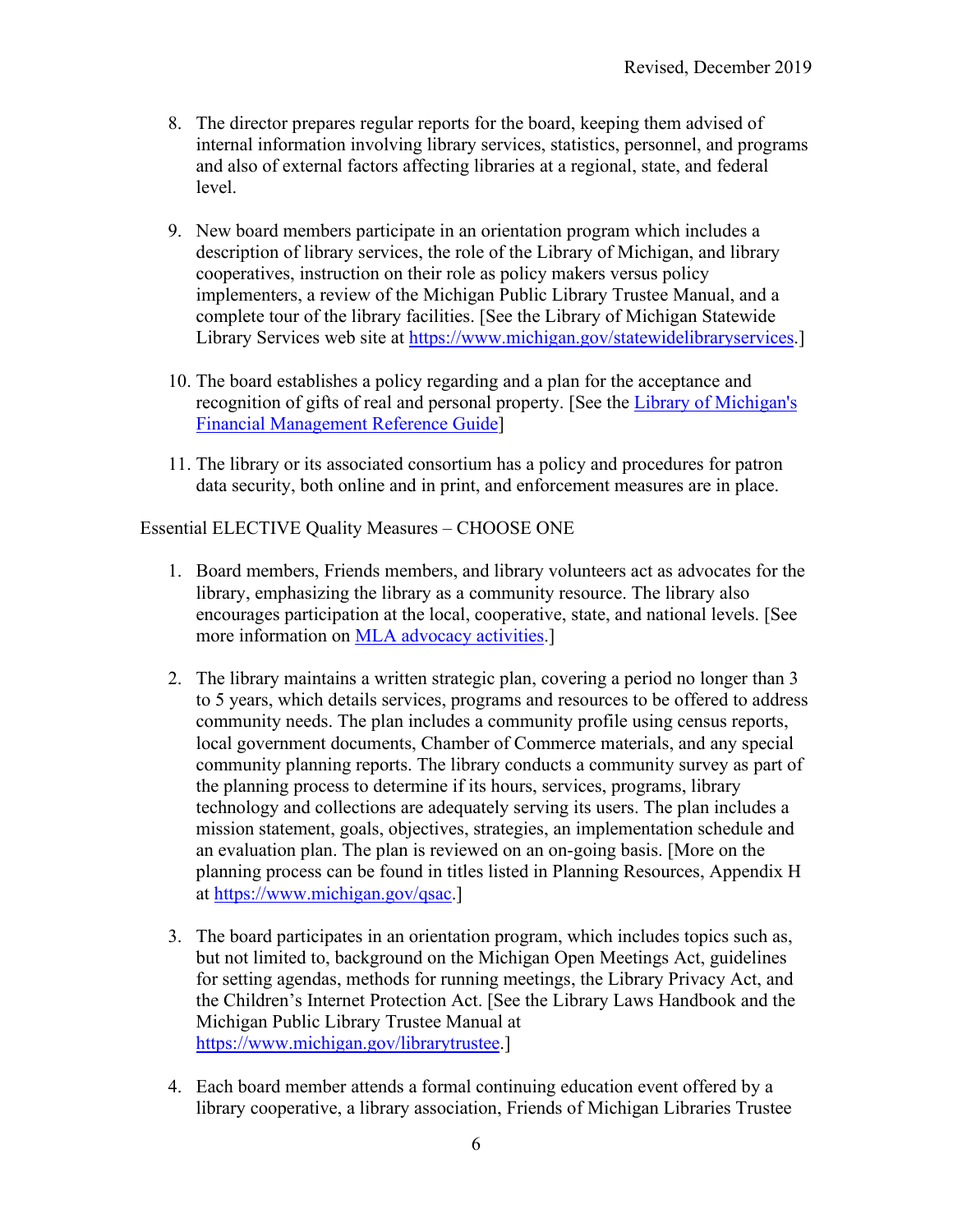8. The director prepares regular reports for the board, keeping them advised of internal information involving library services, statistics, personnel, and programs and also of external factors affecting libraries at a regional, state, and federal level.

9. New board members participate in an orientation program which includes a description of library services, the role of the Library of Michigan, and library cooperatives, instruction on their role as policy makers versus policy implementers, a review of the Michigan Public Library Trustee Manual, and a complete tour of the library facilities. [See the Library of Michigan Statewide Library Services web site at https://www.michigan.gov/statewidelibraryservices.]

10. The board establishes a policy regarding and a plan for the acceptance and recognition of gifts of real and personal property. [See the Library of Michigan's Financial Management Reference Guide]

11. The library or its associated consortium has a policy and procedures for patron data security, both online and in print, and enforcement measures are in place.

Essential ELECTIVE Quality Measures – CHOOSE ONE

1. Board members, Friends members, and library volunteers act as advocates for the library, emphasizing the library as a community resource. The library also encourages participation at the local, cooperative, state, and national levels. [See more information on MLA advocacy activities.]

2. The library maintains a written strategic plan, covering a period no longer than 3 to 5 years, which details services, programs and resources to be offered to address community needs. The plan includes a community profile using census reports, local government documents, Chamber of Commerce materials, and any special community planning reports. The library conducts a community survey as part of the planning process to determine if its hours, services, programs, library technology and collections are adequately serving its users. The plan includes a mission statement, goals, objectives, strategies, an implementation schedule and an evaluation plan. The plan is reviewed on an on-going basis. [More on the planning process can be found in titles listed in Planning Resources, Appendix H at https://www.michigan.gov/qsac.]

3. The board participates in an orientation program, which includes topics such as, but not limited to, background on the Michigan Open Meetings Act, guidelines for setting agendas, methods for running meetings, the Library Privacy Act, and the Children's Internet Protection Act. [See the Library Laws Handbook and the Michigan Public Library Trustee Manual at https://www.michigan.gov/librarytrustee.]

4. Each board member attends a formal continuing education event offered by a library cooperative, a library association, Friends of Michigan Libraries Trustee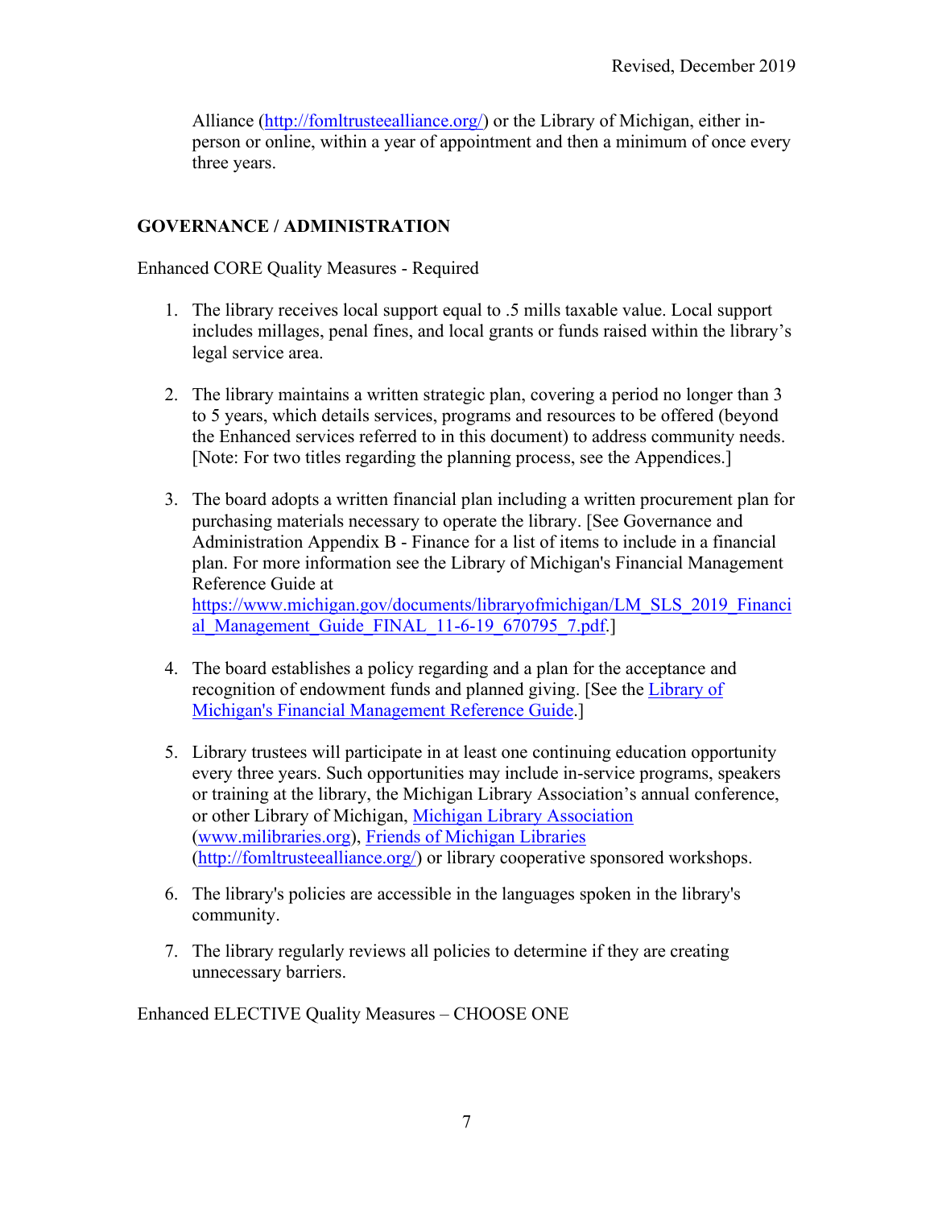Alliance (http://fomltrusteealliance.org/) or the Library of Michigan, either in-person or online, within a year of appointment and then a minimum of once every three years.

## GOVERNANCE / ADMINISTRATION

Enhanced CORE Quality Measures - Required

1. The library receives local support equal to .5 mills taxable value. Local support includes millages, penal fines, and local grants or funds raised within the library's legal service area.

2. The library maintains a written strategic plan, covering a period no longer than 3 to 5 years, which details services, programs and resources to be offered (beyond the Enhanced services referred to in this document) to address community needs. [Note: For two titles regarding the planning process, see the Appendices.]

3. The board adopts a written financial plan including a written procurement plan for purchasing materials necessary to operate the library. [See Governance and Administration Appendix B - Finance for a list of items to include in a financial plan. For more information see the Library of Michigan's Financial Management Reference Guide at https://www.michigan.gov/documents/libraryofmichigan/LM_SLS_2019_Financial_Management_Guide_FINAL_11-6-19_670795_7.pdf.]

4. The board establishes a policy regarding and a plan for the acceptance and recognition of endowment funds and planned giving. [See the Library of Michigan's Financial Management Reference Guide.]

5. Library trustees will participate in at least one continuing education opportunity every three years. Such opportunities may include in-service programs, speakers or training at the library, the Michigan Library Association's annual conference, or other Library of Michigan, Michigan Library Association (www.milibraries.org), Friends of Michigan Libraries (http://fomltrusteealliance.org/) or library cooperative sponsored workshops.

6. The library's policies are accessible in the languages spoken in the library's community.

7. The library regularly reviews all policies to determine if they are creating unnecessary barriers.

Enhanced ELECTIVE Quality Measures – CHOOSE ONE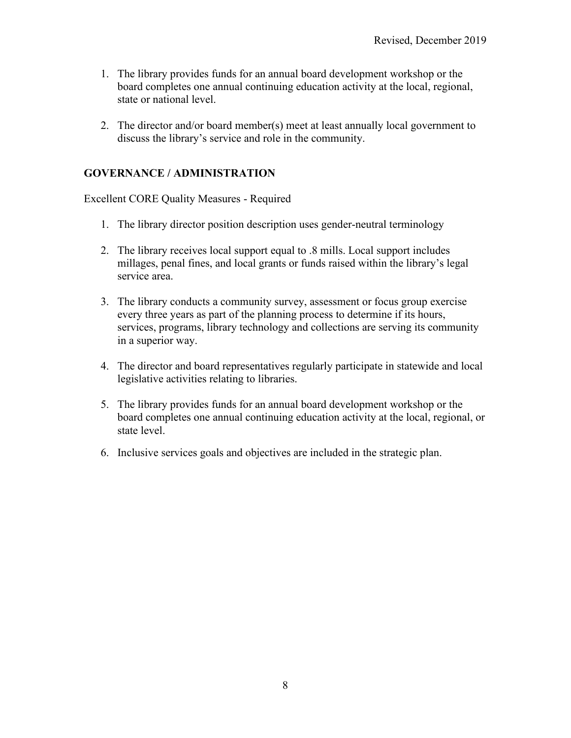1. The library provides funds for an annual board development workshop or the board completes one annual continuing education activity at the local, regional, state or national level.

2. The director and/or board member(s) meet at least annually local government to discuss the library's service and role in the community.

## GOVERNANCE / ADMINISTRATION

Excellent CORE Quality Measures - Required

1. The library director position description uses gender-neutral terminology

2. The library receives local support equal to .8 mills. Local support includes millages, penal fines, and local grants or funds raised within the library's legal service area.

3. The library conducts a community survey, assessment or focus group exercise every three years as part of the planning process to determine if its hours, services, programs, library technology and collections are serving its community in a superior way.

4. The director and board representatives regularly participate in statewide and local legislative activities relating to libraries.

5. The library provides funds for an annual board development workshop or the board completes one annual continuing education activity at the local, regional, or state level.

6. Inclusive services goals and objectives are included in the strategic plan.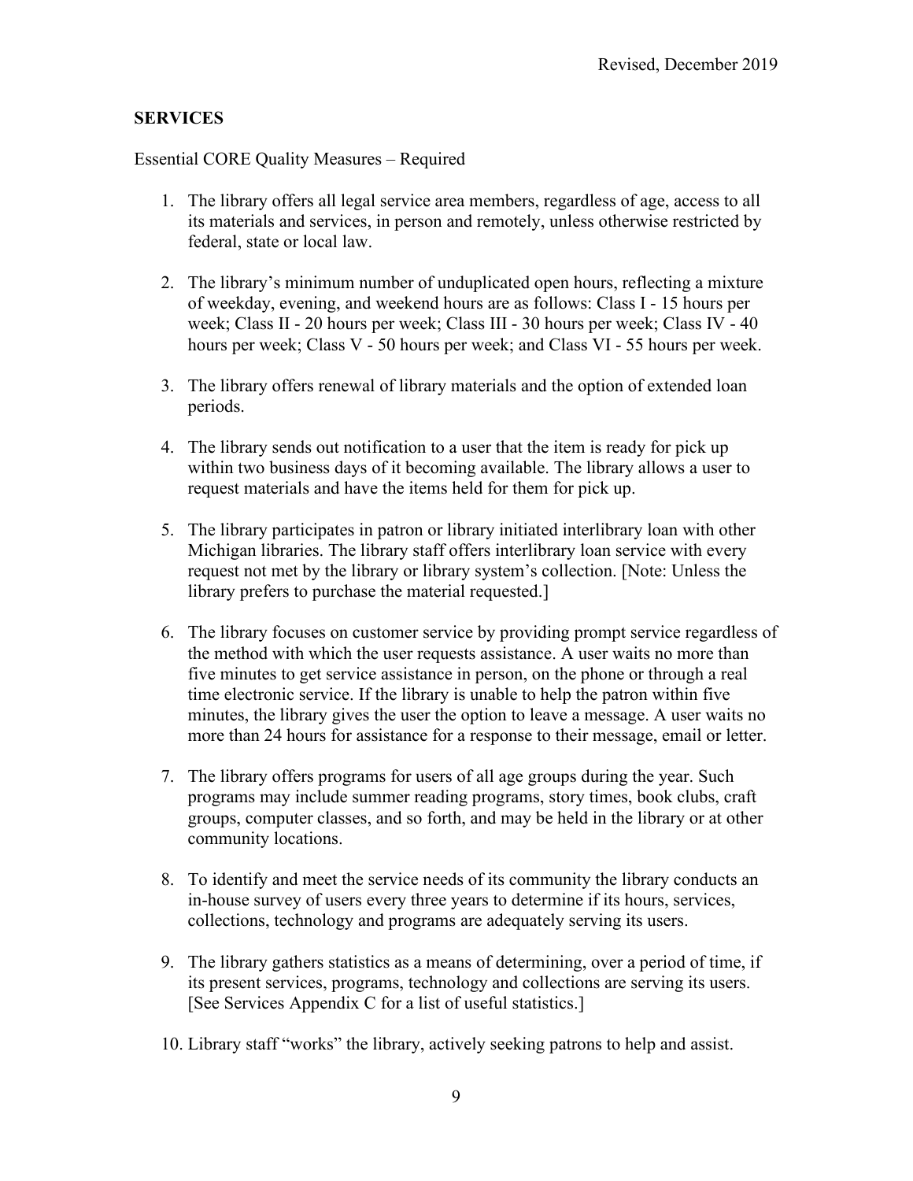## SERVICES

Essential CORE Quality Measures – Required

1. The library offers all legal service area members, regardless of age, access to all its materials and services, in person and remotely, unless otherwise restricted by federal, state or local law.

2. The library's minimum number of unduplicated open hours, reflecting a mixture of weekday, evening, and weekend hours are as follows: Class I - 15 hours per week; Class II - 20 hours per week; Class III - 30 hours per week; Class IV - 40 hours per week; Class V - 50 hours per week; and Class VI - 55 hours per week.

3. The library offers renewal of library materials and the option of extended loan periods.

4. The library sends out notification to a user that the item is ready for pick up within two business days of it becoming available. The library allows a user to request materials and have the items held for them for pick up.

5. The library participates in patron or library initiated interlibrary loan with other Michigan libraries. The library staff offers interlibrary loan service with every request not met by the library or library system's collection. [Note: Unless the library prefers to purchase the material requested.]

6. The library focuses on customer service by providing prompt service regardless of the method with which the user requests assistance. A user waits no more than five minutes to get service assistance in person, on the phone or through a real time electronic service. If the library is unable to help the patron within five minutes, the library gives the user the option to leave a message. A user waits no more than 24 hours for assistance for a response to their message, email or letter.

7. The library offers programs for users of all age groups during the year. Such programs may include summer reading programs, story times, book clubs, craft groups, computer classes, and so forth, and may be held in the library or at other community locations.

8. To identify and meet the service needs of its community the library conducts an in-house survey of users every three years to determine if its hours, services, collections, technology and programs are adequately serving its users.

9. The library gathers statistics as a means of determining, over a period of time, if its present services, programs, technology and collections are serving its users. [See Services Appendix C for a list of useful statistics.]

10. Library staff "works" the library, actively seeking patrons to help and assist.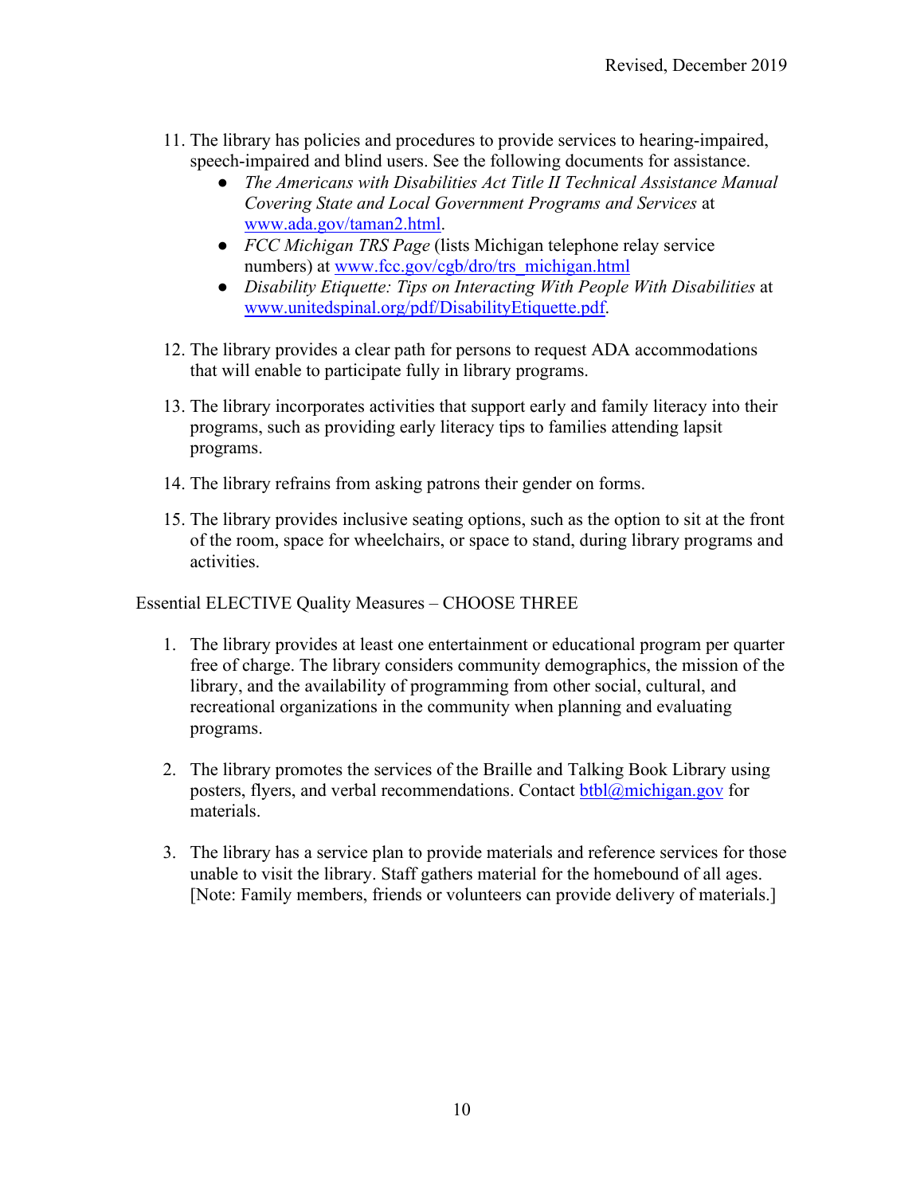11. The library has policies and procedures to provide services to hearing-impaired, speech-impaired and blind users. See the following documents for assistance.
    - *The Americans with Disabilities Act Title II Technical Assistance Manual Covering State and Local Government Programs and Services* at www.ada.gov/taman2.html.
    - *FCC Michigan TRS Page* (lists Michigan telephone relay service numbers) at www.fcc.gov/cgb/dro/trs_michigan.html
    - *Disability Etiquette: Tips on Interacting With People With Disabilities* at www.unitedspinal.org/pdf/DisabilityEtiquette.pdf.

12. The library provides a clear path for persons to request ADA accommodations that will enable to participate fully in library programs.

13. The library incorporates activities that support early and family literacy into their programs, such as providing early literacy tips to families attending lapsit programs.

14. The library refrains from asking patrons their gender on forms.

15. The library provides inclusive seating options, such as the option to sit at the front of the room, space for wheelchairs, or space to stand, during library programs and activities.

Essential ELECTIVE Quality Measures – CHOOSE THREE

1. The library provides at least one entertainment or educational program per quarter free of charge. The library considers community demographics, the mission of the library, and the availability of programming from other social, cultural, and recreational organizations in the community when planning and evaluating programs.

2. The library promotes the services of the Braille and Talking Book Library using posters, flyers, and verbal recommendations. Contact btbl@michigan.gov for materials.

3. The library has a service plan to provide materials and reference services for those unable to visit the library. Staff gathers material for the homebound of all ages. [Note: Family members, friends or volunteers can provide delivery of materials.]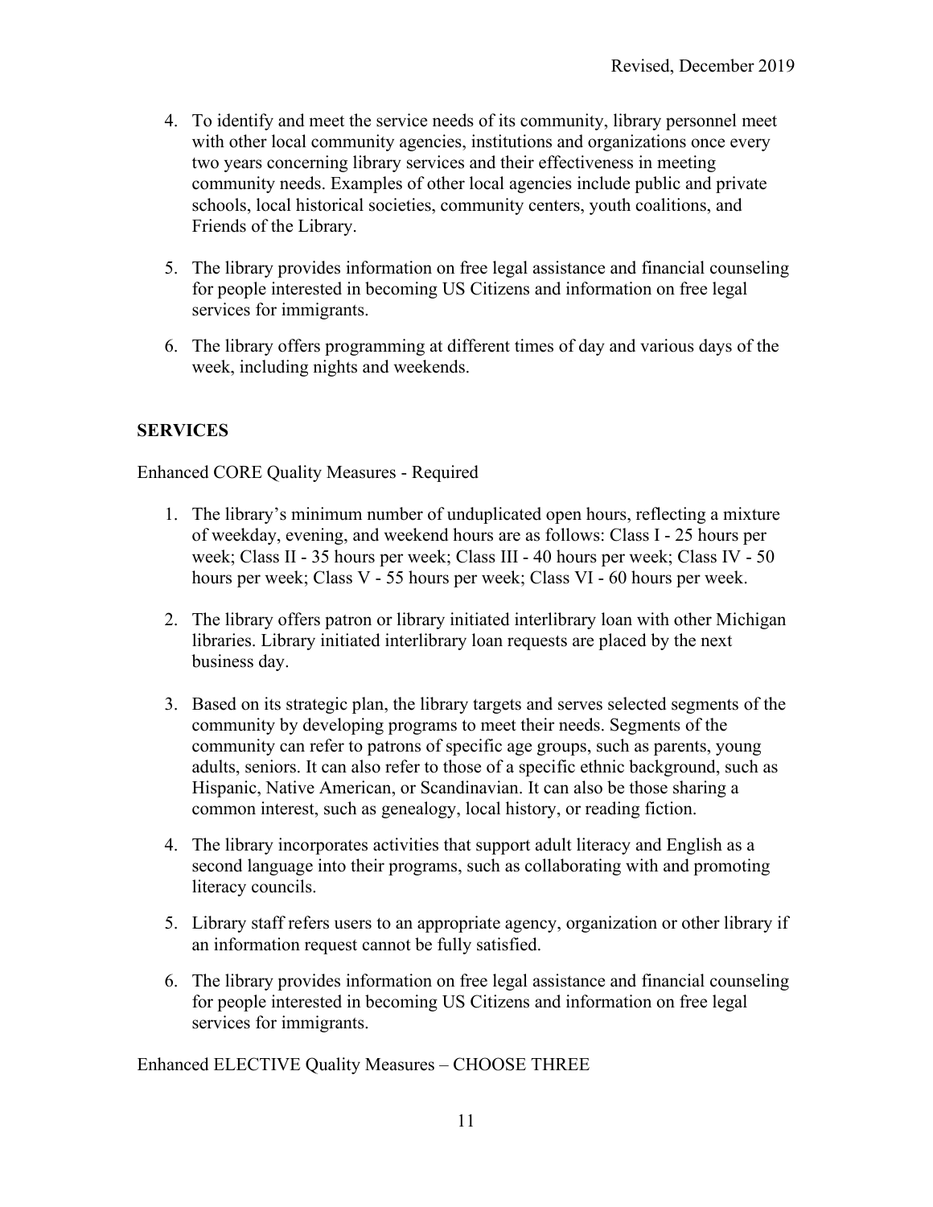4. To identify and meet the service needs of its community, library personnel meet with other local community agencies, institutions and organizations once every two years concerning library services and their effectiveness in meeting community needs. Examples of other local agencies include public and private schools, local historical societies, community centers, youth coalitions, and Friends of the Library.

5. The library provides information on free legal assistance and financial counseling for people interested in becoming US Citizens and information on free legal services for immigrants.

6. The library offers programming at different times of day and various days of the week, including nights and weekends.

## SERVICES

Enhanced CORE Quality Measures - Required

1. The library's minimum number of unduplicated open hours, reflecting a mixture of weekday, evening, and weekend hours are as follows: Class I - 25 hours per week; Class II - 35 hours per week; Class III - 40 hours per week; Class IV - 50 hours per week; Class V - 55 hours per week; Class VI - 60 hours per week.

2. The library offers patron or library initiated interlibrary loan with other Michigan libraries. Library initiated interlibrary loan requests are placed by the next business day.

3. Based on its strategic plan, the library targets and serves selected segments of the community by developing programs to meet their needs. Segments of the community can refer to patrons of specific age groups, such as parents, young adults, seniors. It can also refer to those of a specific ethnic background, such as Hispanic, Native American, or Scandinavian. It can also be those sharing a common interest, such as genealogy, local history, or reading fiction.

4. The library incorporates activities that support adult literacy and English as a second language into their programs, such as collaborating with and promoting literacy councils.

5. Library staff refers users to an appropriate agency, organization or other library if an information request cannot be fully satisfied.

6. The library provides information on free legal assistance and financial counseling for people interested in becoming US Citizens and information on free legal services for immigrants.

Enhanced ELECTIVE Quality Measures – CHOOSE THREE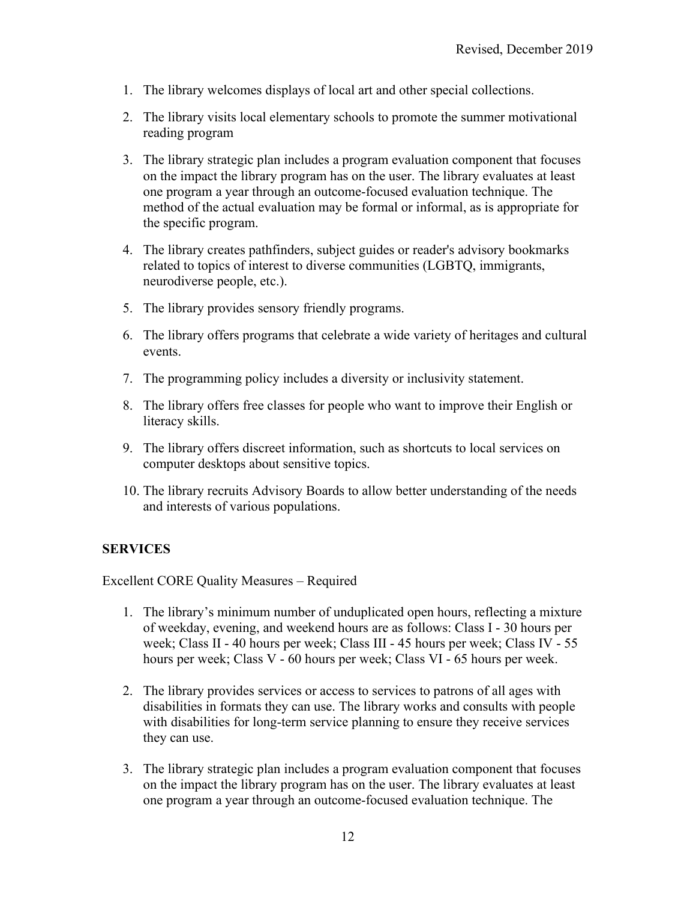1. The library welcomes displays of local art and other special collections.

2. The library visits local elementary schools to promote the summer motivational reading program

3. The library strategic plan includes a program evaluation component that focuses on the impact the library program has on the user. The library evaluates at least one program a year through an outcome-focused evaluation technique. The method of the actual evaluation may be formal or informal, as is appropriate for the specific program.

4. The library creates pathfinders, subject guides or reader's advisory bookmarks related to topics of interest to diverse communities (LGBTQ, immigrants, neurodiverse people, etc.).

5. The library provides sensory friendly programs.

6. The library offers programs that celebrate a wide variety of heritages and cultural events.

7. The programming policy includes a diversity or inclusivity statement.

8. The library offers free classes for people who want to improve their English or literacy skills.

9. The library offers discreet information, such as shortcuts to local services on computer desktops about sensitive topics.

10. The library recruits Advisory Boards to allow better understanding of the needs and interests of various populations.

## SERVICES

Excellent CORE Quality Measures – Required

1. The library's minimum number of unduplicated open hours, reflecting a mixture of weekday, evening, and weekend hours are as follows: Class I - 30 hours per week; Class II - 40 hours per week; Class III - 45 hours per week; Class IV - 55 hours per week; Class V - 60 hours per week; Class VI - 65 hours per week.

2. The library provides services or access to services to patrons of all ages with disabilities in formats they can use. The library works and consults with people with disabilities for long-term service planning to ensure they receive services they can use.

3. The library strategic plan includes a program evaluation component that focuses on the impact the library program has on the user. The library evaluates at least one program a year through an outcome-focused evaluation technique. The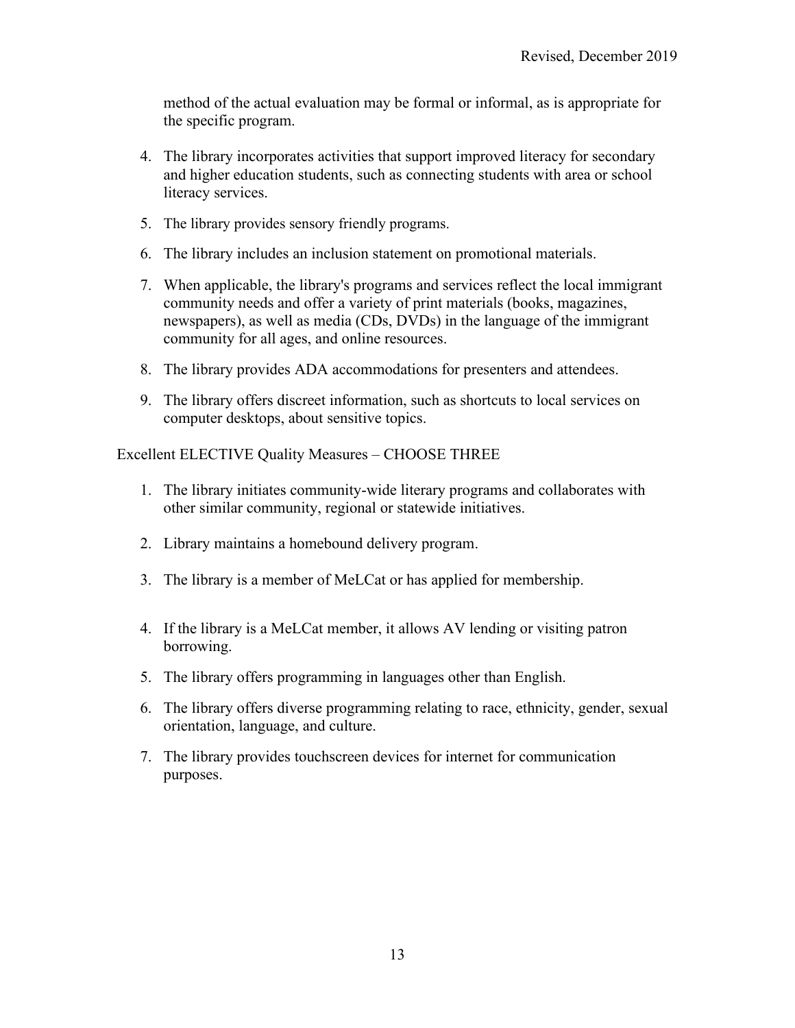method of the actual evaluation may be formal or informal, as is appropriate for the specific program.

4. The library incorporates activities that support improved literacy for secondary and higher education students, such as connecting students with area or school literacy services.
5. The library provides sensory friendly programs.
6. The library includes an inclusion statement on promotional materials.
7. When applicable, the library's programs and services reflect the local immigrant community needs and offer a variety of print materials (books, magazines, newspapers), as well as media (CDs, DVDs) in the language of the immigrant community for all ages, and online resources.
8. The library provides ADA accommodations for presenters and attendees.
9. The library offers discreet information, such as shortcuts to local services on computer desktops, about sensitive topics.

Excellent ELECTIVE Quality Measures – CHOOSE THREE

1. The library initiates community-wide literary programs and collaborates with other similar community, regional or statewide initiatives.
2. Library maintains a homebound delivery program.
3. The library is a member of MeLCat or has applied for membership.
4. If the library is a MeLCat member, it allows AV lending or visiting patron borrowing.
5. The library offers programming in languages other than English.
6. The library offers diverse programming relating to race, ethnicity, gender, sexual orientation, language, and culture.
7. The library provides touchscreen devices for internet for communication purposes.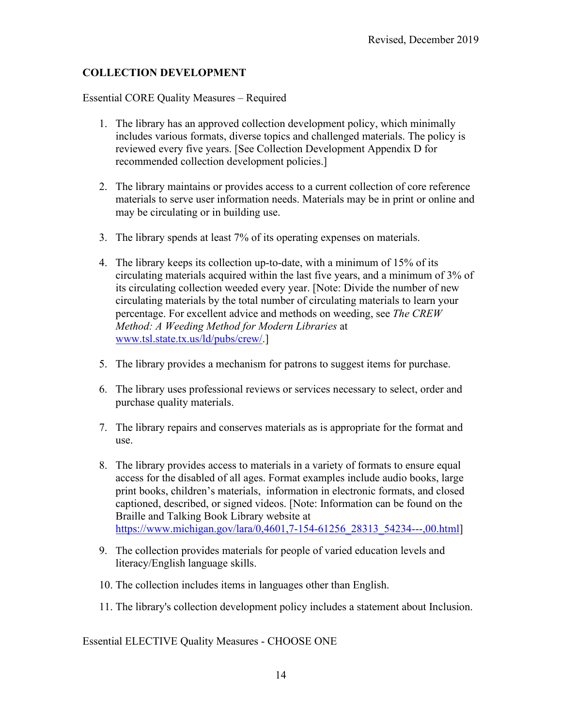Revised, December 2019

## COLLECTION DEVELOPMENT

Essential CORE Quality Measures – Required

1. The library has an approved collection development policy, which minimally includes various formats, diverse topics and challenged materials. The policy is reviewed every five years. [See Collection Development Appendix D for recommended collection development policies.]

2. The library maintains or provides access to a current collection of core reference materials to serve user information needs. Materials may be in print or online and may be circulating or in building use.

3. The library spends at least 7% of its operating expenses on materials.

4. The library keeps its collection up-to-date, with a minimum of 15% of its circulating materials acquired within the last five years, and a minimum of 3% of its circulating collection weeded every year. [Note: Divide the number of new circulating materials by the total number of circulating materials to learn your percentage. For excellent advice and methods on weeding, see *The CREW Method: A Weeding Method for Modern Libraries* at [www.tsl.state.tx.us/ld/pubs/crew/](www.tsl.state.tx.us/ld/pubs/crew/).]

5. The library provides a mechanism for patrons to suggest items for purchase.

6. The library uses professional reviews or services necessary to select, order and purchase quality materials.

7. The library repairs and conserves materials as is appropriate for the format and use.

8. The library provides access to materials in a variety of formats to ensure equal access for the disabled of all ages. Format examples include audio books, large print books, children's materials, information in electronic formats, and closed captioned, described, or signed videos. [Note: Information can be found on the Braille and Talking Book Library website at [https://www.michigan.gov/lara/0,4601,7-154-61256_28313_54234---,00.html](https://www.michigan.gov/lara/0,4601,7-154-61256_28313_54234---,00.html)]

9. The collection provides materials for people of varied education levels and literacy/English language skills.

10. The collection includes items in languages other than English.

11. The library's collection development policy includes a statement about Inclusion.

Essential ELECTIVE Quality Measures - CHOOSE ONE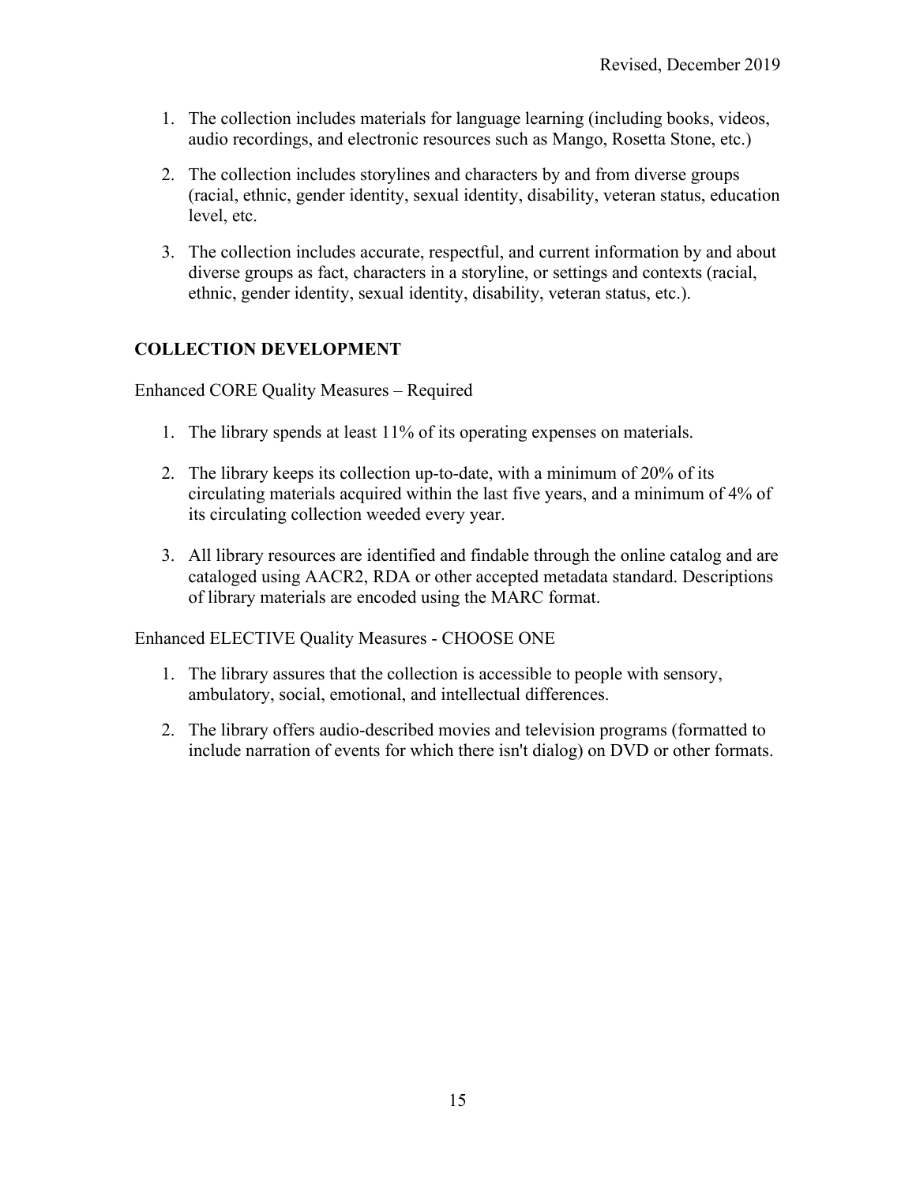1. The collection includes materials for language learning (including books, videos, audio recordings, and electronic resources such as Mango, Rosetta Stone, etc.)

2. The collection includes storylines and characters by and from diverse groups (racial, ethnic, gender identity, sexual identity, disability, veteran status, education level, etc.

3. The collection includes accurate, respectful, and current information by and about diverse groups as fact, characters in a storyline, or settings and contexts (racial, ethnic, gender identity, sexual identity, disability, veteran status, etc.).

## COLLECTION DEVELOPMENT

Enhanced CORE Quality Measures – Required

1. The library spends at least 11% of its operating expenses on materials.

2. The library keeps its collection up-to-date, with a minimum of 20% of its circulating materials acquired within the last five years, and a minimum of 4% of its circulating collection weeded every year.

3. All library resources are identified and findable through the online catalog and are cataloged using AACR2, RDA or other accepted metadata standard. Descriptions of library materials are encoded using the MARC format.

Enhanced ELECTIVE Quality Measures - CHOOSE ONE

1. The library assures that the collection is accessible to people with sensory, ambulatory, social, emotional, and intellectual differences.

2. The library offers audio-described movies and television programs (formatted to include narration of events for which there isn't dialog) on DVD or other formats.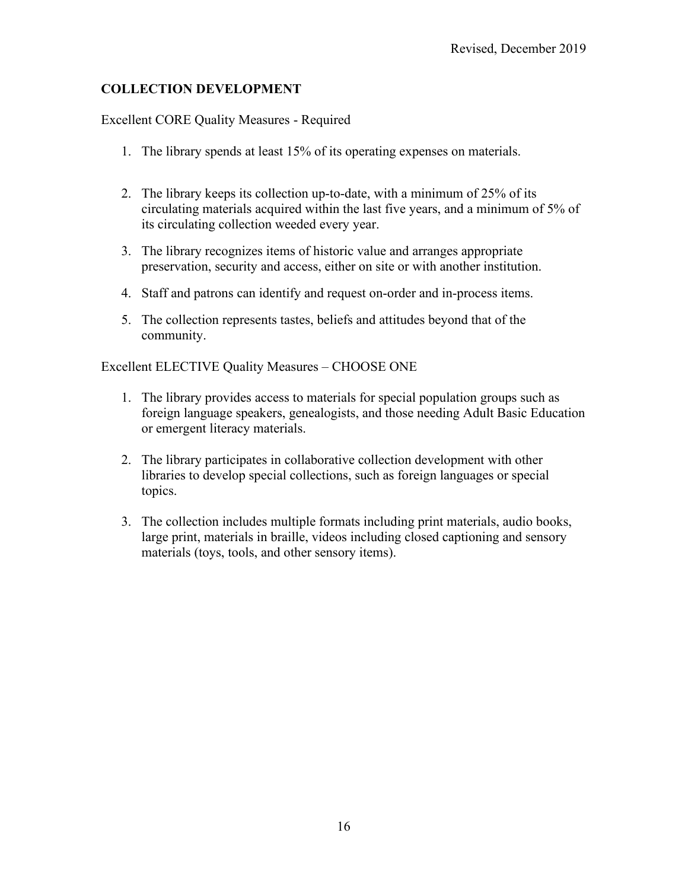## COLLECTION DEVELOPMENT

Excellent CORE Quality Measures - Required

1. The library spends at least 15% of its operating expenses on materials.
2. The library keeps its collection up-to-date, with a minimum of 25% of its circulating materials acquired within the last five years, and a minimum of 5% of its circulating collection weeded every year.
3. The library recognizes items of historic value and arranges appropriate preservation, security and access, either on site or with another institution.
4. Staff and patrons can identify and request on-order and in-process items.
5. The collection represents tastes, beliefs and attitudes beyond that of the community.

Excellent ELECTIVE Quality Measures – CHOOSE ONE

1. The library provides access to materials for special population groups such as foreign language speakers, genealogists, and those needing Adult Basic Education or emergent literacy materials.
2. The library participates in collaborative collection development with other libraries to develop special collections, such as foreign languages or special topics.
3. The collection includes multiple formats including print materials, audio books, large print, materials in braille, videos including closed captioning and sensory materials (toys, tools, and other sensory items).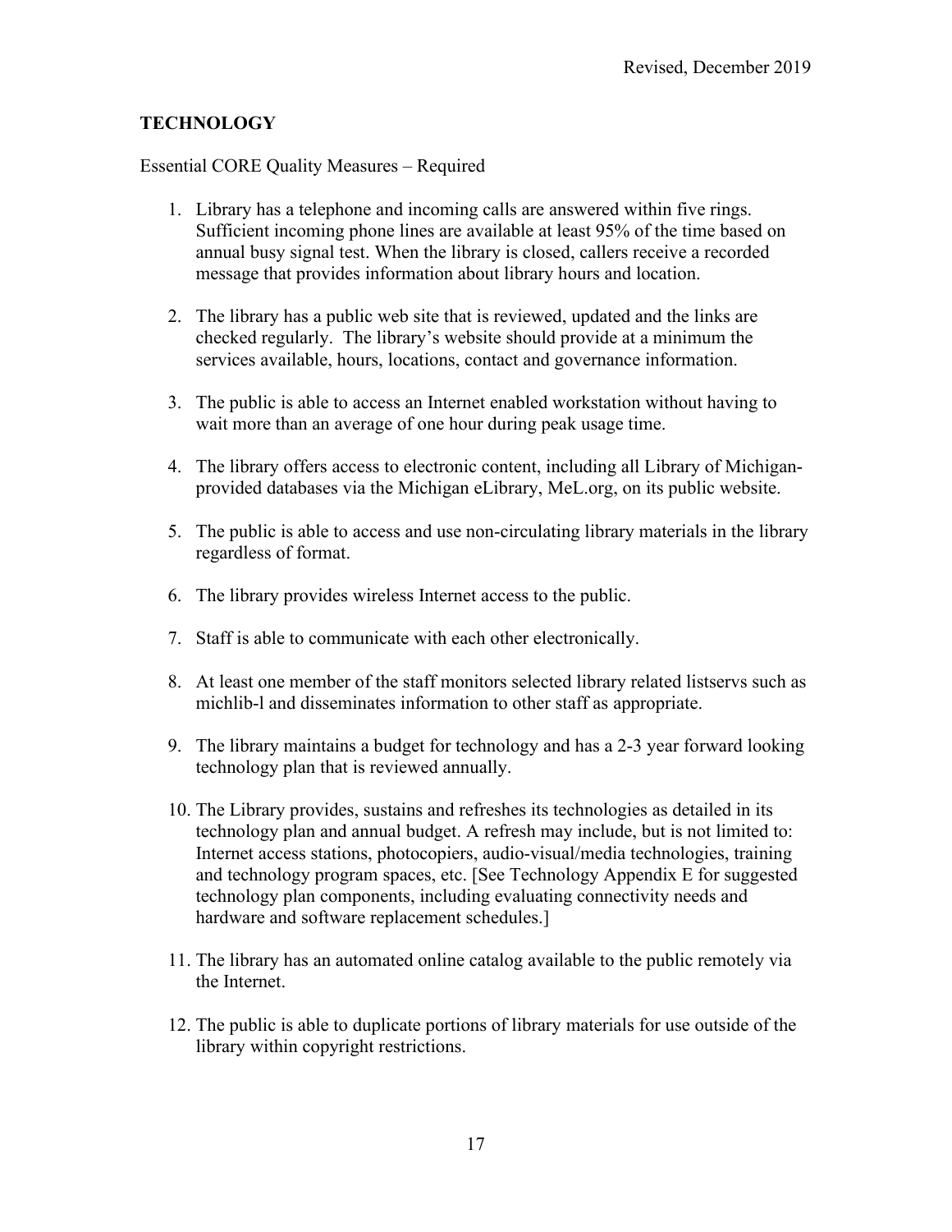## TECHNOLOGY

Essential CORE Quality Measures – Required

1. Library has a telephone and incoming calls are answered within five rings. Sufficient incoming phone lines are available at least 95% of the time based on annual busy signal test. When the library is closed, callers receive a recorded message that provides information about library hours and location.

2. The library has a public web site that is reviewed, updated and the links are checked regularly. The library's website should provide at a minimum the services available, hours, locations, contact and governance information.

3. The public is able to access an Internet enabled workstation without having to wait more than an average of one hour during peak usage time.

4. The library offers access to electronic content, including all Library of Michigan-provided databases via the Michigan eLibrary, MeL.org, on its public website.

5. The public is able to access and use non-circulating library materials in the library regardless of format.

6. The library provides wireless Internet access to the public.

7. Staff is able to communicate with each other electronically.

8. At least one member of the staff monitors selected library related listservs such as michlib-l and disseminates information to other staff as appropriate.

9. The library maintains a budget for technology and has a 2-3 year forward looking technology plan that is reviewed annually.

10. The Library provides, sustains and refreshes its technologies as detailed in its technology plan and annual budget. A refresh may include, but is not limited to: Internet access stations, photocopiers, audio-visual/media technologies, training and technology program spaces, etc. [See Technology Appendix E for suggested technology plan components, including evaluating connectivity needs and hardware and software replacement schedules.]

11. The library has an automated online catalog available to the public remotely via the Internet.

12. The public is able to duplicate portions of library materials for use outside of the library within copyright restrictions.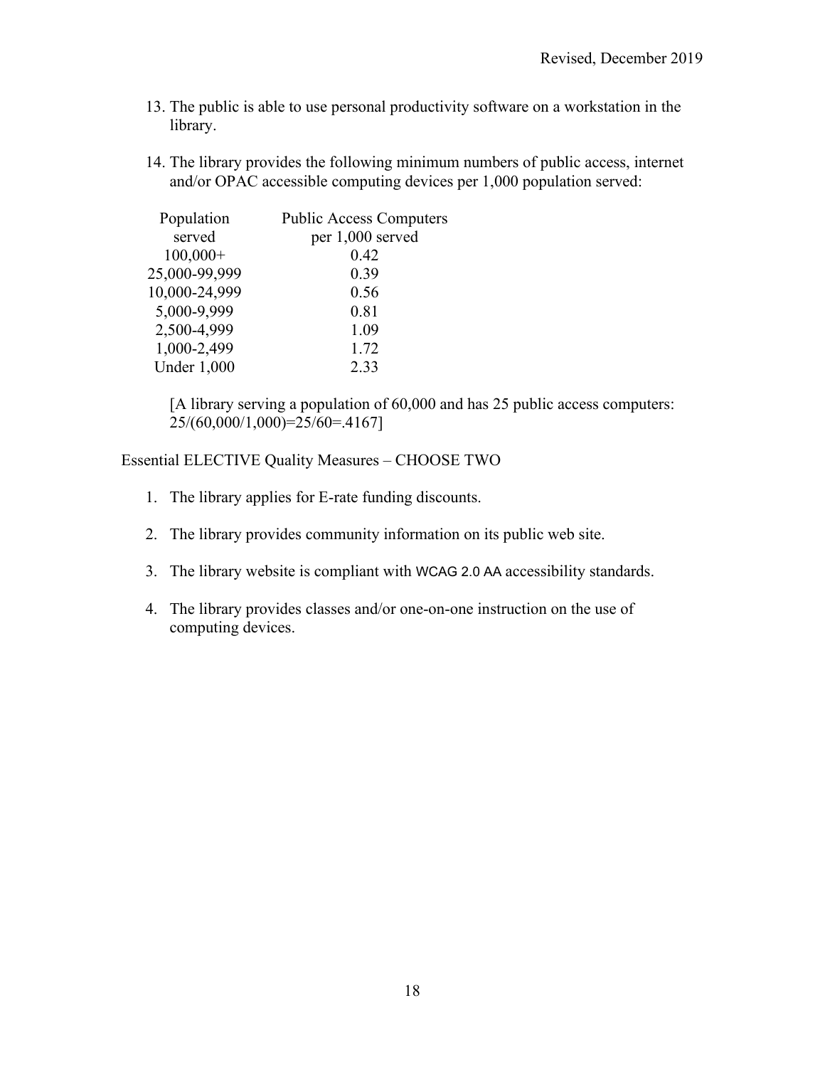13. The public is able to use personal productivity software on a workstation in the library.

14. The library provides the following minimum numbers of public access, internet and/or OPAC accessible computing devices per 1,000 population served:

| Population served | Public Access Computers per 1,000 served |
|---|---|
| 100,000+ | 0.42 |
| 25,000-99,999 | 0.39 |
| 10,000-24,999 | 0.56 |
| 5,000-9,999 | 0.81 |
| 2,500-4,999 | 1.09 |
| 1,000-2,499 | 1.72 |
| Under 1,000 | 2.33 |

[A library serving a population of 60,000 and has 25 public access computers: 25/(60,000/1,000)=25/60=.4167]

Essential ELECTIVE Quality Measures – CHOOSE TWO

1. The library applies for E-rate funding discounts.

2. The library provides community information on its public web site.

3. The library website is compliant with WCAG 2.0 AA accessibility standards.

4. The library provides classes and/or one-on-one instruction on the use of computing devices.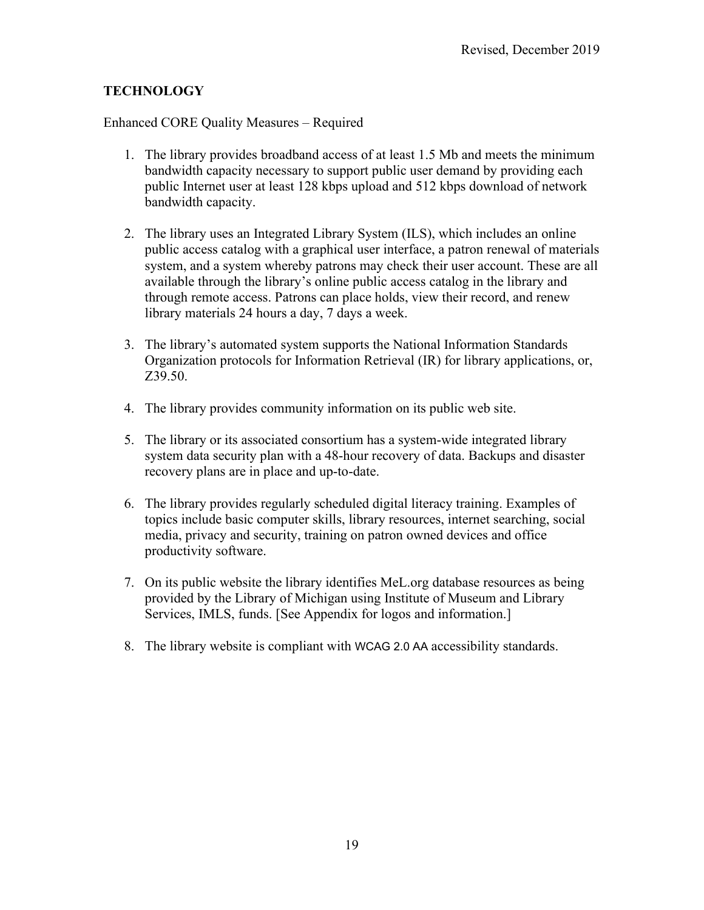## TECHNOLOGY

Enhanced CORE Quality Measures – Required

1. The library provides broadband access of at least 1.5 Mb and meets the minimum bandwidth capacity necessary to support public user demand by providing each public Internet user at least 128 kbps upload and 512 kbps download of network bandwidth capacity.

2. The library uses an Integrated Library System (ILS), which includes an online public access catalog with a graphical user interface, a patron renewal of materials system, and a system whereby patrons may check their user account. These are all available through the library's online public access catalog in the library and through remote access. Patrons can place holds, view their record, and renew library materials 24 hours a day, 7 days a week.

3. The library's automated system supports the National Information Standards Organization protocols for Information Retrieval (IR) for library applications, or, Z39.50.

4. The library provides community information on its public web site.

5. The library or its associated consortium has a system-wide integrated library system data security plan with a 48-hour recovery of data. Backups and disaster recovery plans are in place and up-to-date.

6. The library provides regularly scheduled digital literacy training. Examples of topics include basic computer skills, library resources, internet searching, social media, privacy and security, training on patron owned devices and office productivity software.

7. On its public website the library identifies MeL.org database resources as being provided by the Library of Michigan using Institute of Museum and Library Services, IMLS, funds. [See Appendix for logos and information.]

8. The library website is compliant with WCAG 2.0 AA accessibility standards.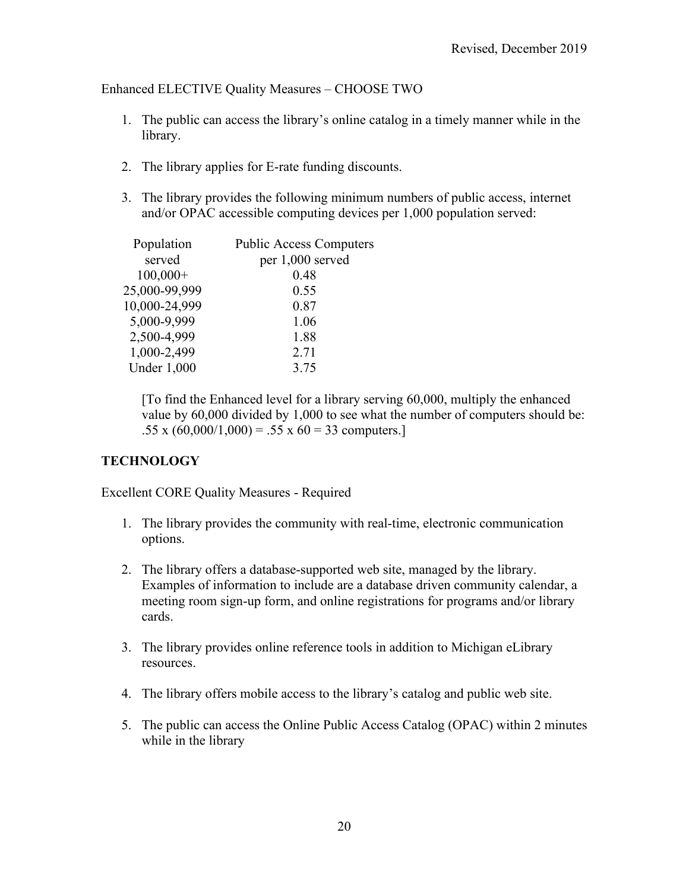Enhanced ELECTIVE Quality Measures – CHOOSE TWO

1. The public can access the library's online catalog in a timely manner while in the library.

2. The library applies for E-rate funding discounts.

3. The library provides the following minimum numbers of public access, internet and/or OPAC accessible computing devices per 1,000 population served:

| Population served | Public Access Computers per 1,000 served |
|---|---|
| 100,000+ | 0.48 |
| 25,000-99,999 | 0.55 |
| 10,000-24,999 | 0.87 |
| 5,000-9,999 | 1.06 |
| 2,500-4,999 | 1.88 |
| 1,000-2,499 | 2.71 |
| Under 1,000 | 3.75 |

[To find the Enhanced level for a library serving 60,000, multiply the enhanced value by 60,000 divided by 1,000 to see what the number of computers should be: .55 x (60,000/1,000) = .55 x 60 = 33 computers.]

## TECHNOLOGY

Excellent CORE Quality Measures - Required

1. The library provides the community with real-time, electronic communication options.

2. The library offers a database-supported web site, managed by the library. Examples of information to include are a database driven community calendar, a meeting room sign-up form, and online registrations for programs and/or library cards.

3. The library provides online reference tools in addition to Michigan eLibrary resources.

4. The library offers mobile access to the library's catalog and public web site.

5. The public can access the Online Public Access Catalog (OPAC) within 2 minutes while in the library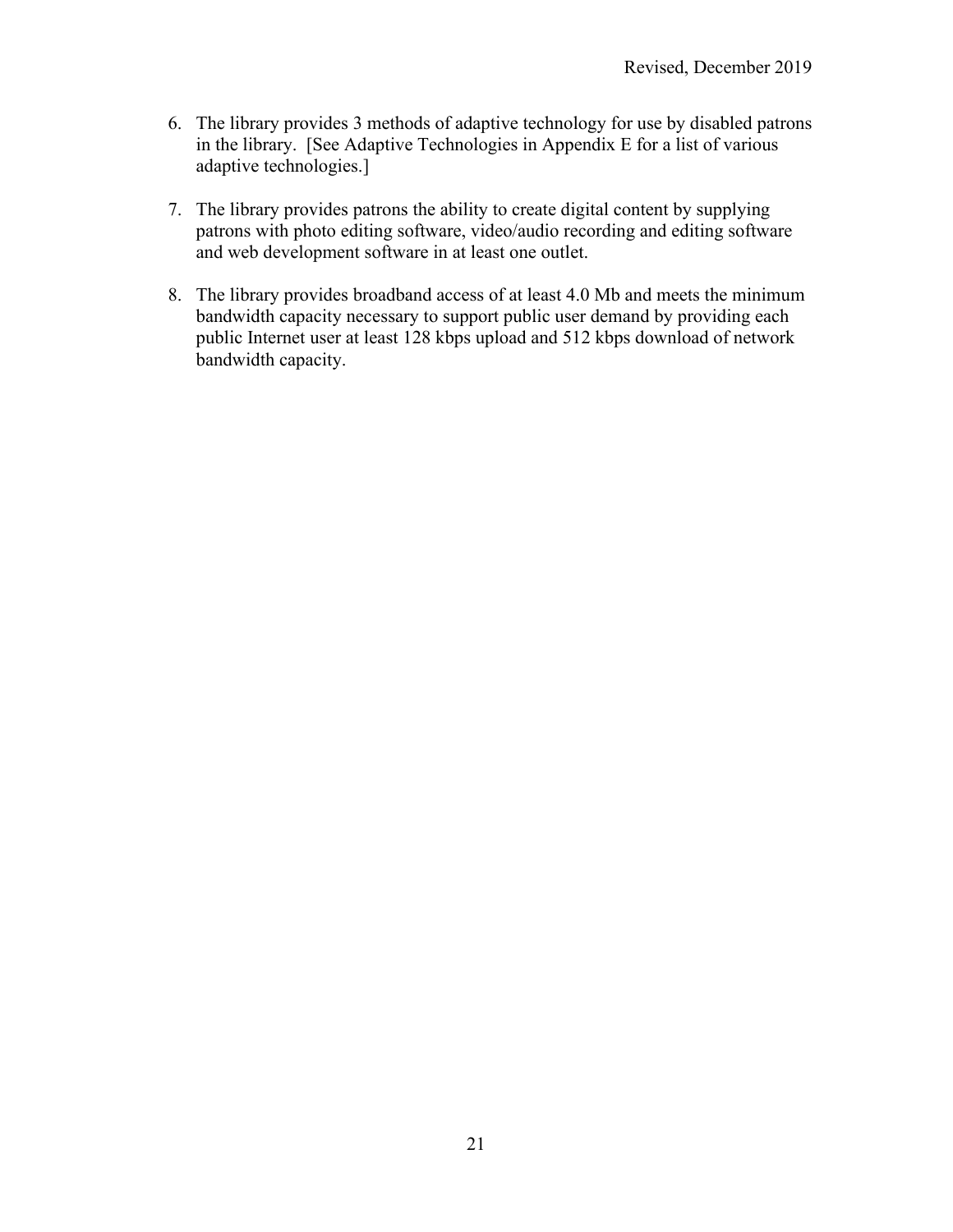6. The library provides 3 methods of adaptive technology for use by disabled patrons in the library. [See Adaptive Technologies in Appendix E for a list of various adaptive technologies.]

7. The library provides patrons the ability to create digital content by supplying patrons with photo editing software, video/audio recording and editing software and web development software in at least one outlet.

8. The library provides broadband access of at least 4.0 Mb and meets the minimum bandwidth capacity necessary to support public user demand by providing each public Internet user at least 128 kbps upload and 512 kbps download of network bandwidth capacity.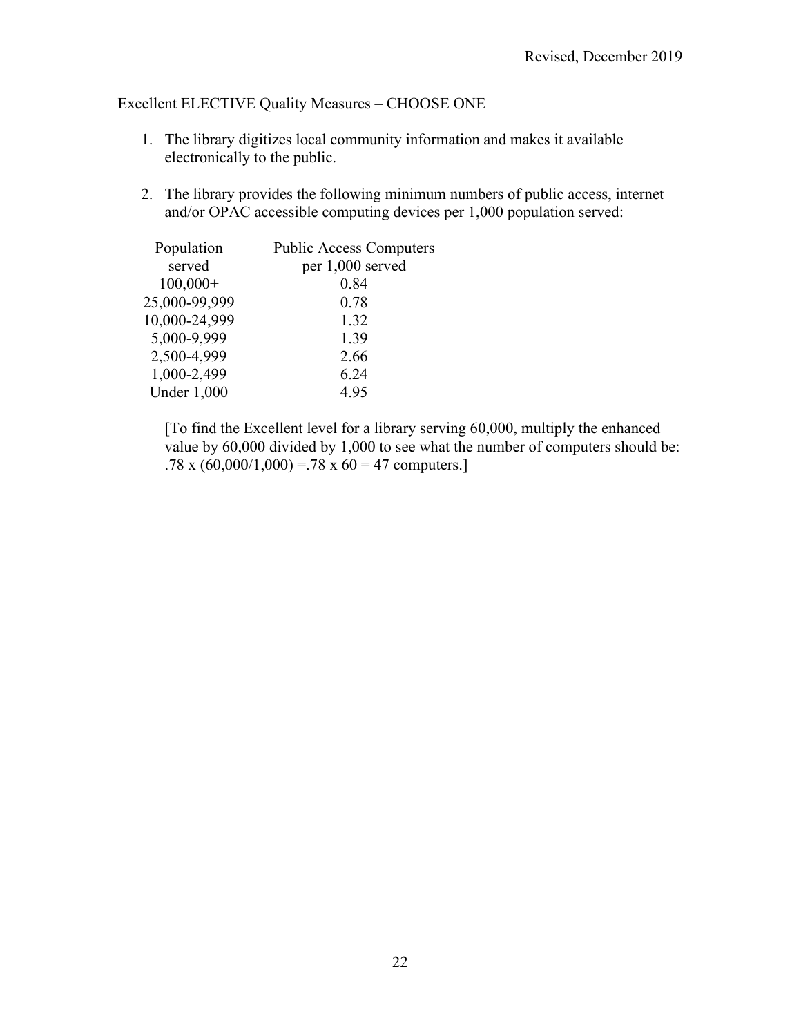Excellent ELECTIVE Quality Measures – CHOOSE ONE

1. The library digitizes local community information and makes it available electronically to the public.

2. The library provides the following minimum numbers of public access, internet and/or OPAC accessible computing devices per 1,000 population served:

| Population served | Public Access Computers per 1,000 served |
|---|---|
| 100,000+ | 0.84 |
| 25,000-99,999 | 0.78 |
| 10,000-24,999 | 1.32 |
| 5,000-9,999 | 1.39 |
| 2,500-4,999 | 2.66 |
| 1,000-2,499 | 6.24 |
| Under 1,000 | 4.95 |

[To find the Excellent level for a library serving 60,000, multiply the enhanced value by 60,000 divided by 1,000 to see what the number of computers should be: .78 x (60,000/1,000) =.78 x 60 = 47 computers.]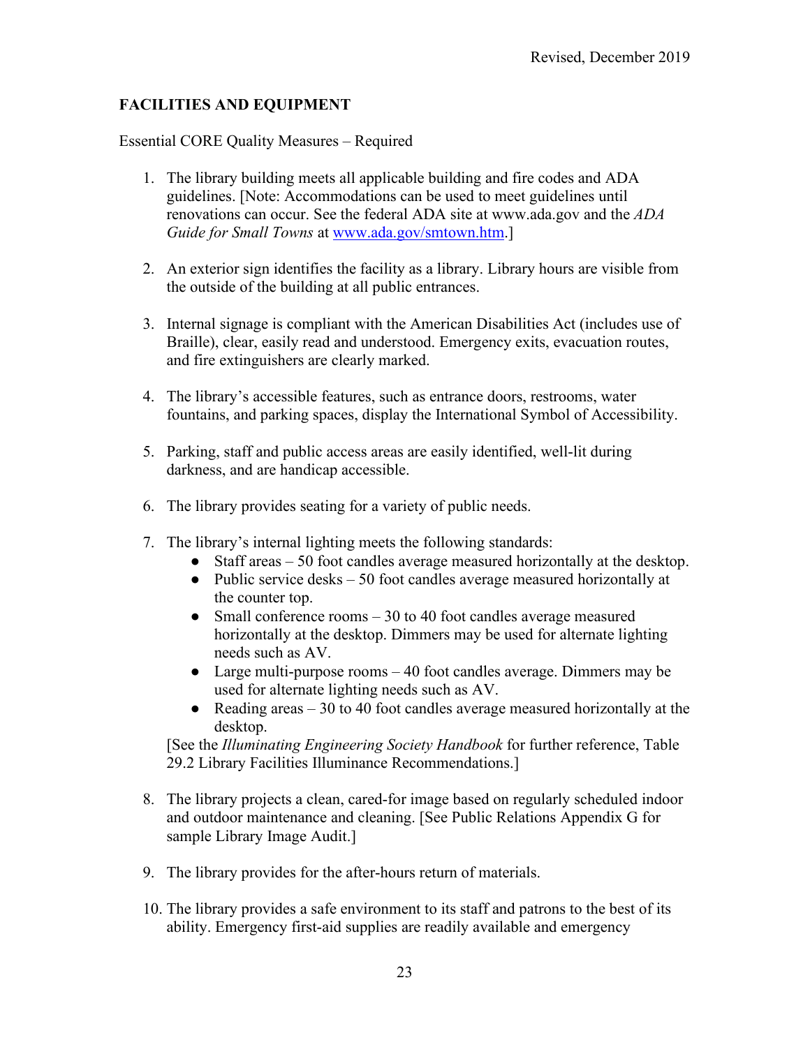## FACILITIES AND EQUIPMENT

Essential CORE Quality Measures – Required

1. The library building meets all applicable building and fire codes and ADA guidelines. [Note: Accommodations can be used to meet guidelines until renovations can occur. See the federal ADA site at www.ada.gov and the *ADA Guide for Small Towns* at www.ada.gov/smtown.htm.]

2. An exterior sign identifies the facility as a library. Library hours are visible from the outside of the building at all public entrances.

3. Internal signage is compliant with the American Disabilities Act (includes use of Braille), clear, easily read and understood. Emergency exits, evacuation routes, and fire extinguishers are clearly marked.

4. The library's accessible features, such as entrance doors, restrooms, water fountains, and parking spaces, display the International Symbol of Accessibility.

5. Parking, staff and public access areas are easily identified, well-lit during darkness, and are handicap accessible.

6. The library provides seating for a variety of public needs.

7. The library's internal lighting meets the following standards:
   - Staff areas – 50 foot candles average measured horizontally at the desktop.
   - Public service desks – 50 foot candles average measured horizontally at the counter top.
   - Small conference rooms – 30 to 40 foot candles average measured horizontally at the desktop. Dimmers may be used for alternate lighting needs such as AV.
   - Large multi-purpose rooms – 40 foot candles average. Dimmers may be used for alternate lighting needs such as AV.
   - Reading areas – 30 to 40 foot candles average measured horizontally at the desktop.

   [See the *Illuminating Engineering Society Handbook* for further reference, Table 29.2 Library Facilities Illuminance Recommendations.]

8. The library projects a clean, cared-for image based on regularly scheduled indoor and outdoor maintenance and cleaning. [See Public Relations Appendix G for sample Library Image Audit.]

9. The library provides for the after-hours return of materials.

10. The library provides a safe environment to its staff and patrons to the best of its ability. Emergency first-aid supplies are readily available and emergency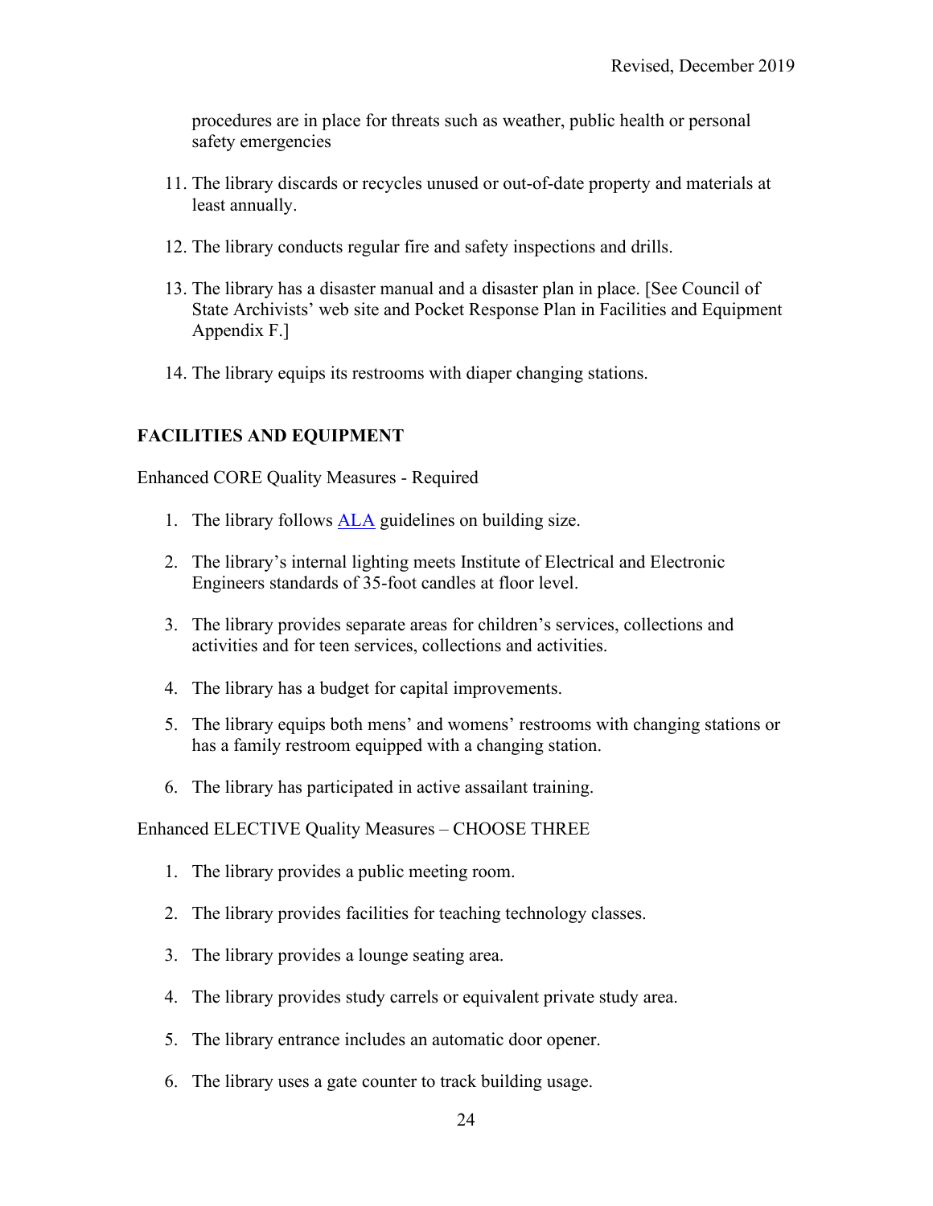procedures are in place for threats such as weather, public health or personal safety emergencies

11. The library discards or recycles unused or out-of-date property and materials at least annually.

12. The library conducts regular fire and safety inspections and drills.

13. The library has a disaster manual and a disaster plan in place. [See Council of State Archivists' web site and Pocket Response Plan in Facilities and Equipment Appendix F.]

14. The library equips its restrooms with diaper changing stations.

## FACILITIES AND EQUIPMENT

Enhanced CORE Quality Measures - Required

1. The library follows ALA guidelines on building size.

2. The library's internal lighting meets Institute of Electrical and Electronic Engineers standards of 35-foot candles at floor level.

3. The library provides separate areas for children's services, collections and activities and for teen services, collections and activities.

4. The library has a budget for capital improvements.

5. The library equips both mens' and womens' restrooms with changing stations or has a family restroom equipped with a changing station.

6. The library has participated in active assailant training.

Enhanced ELECTIVE Quality Measures – CHOOSE THREE

1. The library provides a public meeting room.

2. The library provides facilities for teaching technology classes.

3. The library provides a lounge seating area.

4. The library provides study carrels or equivalent private study area.

5. The library entrance includes an automatic door opener.

6. The library uses a gate counter to track building usage.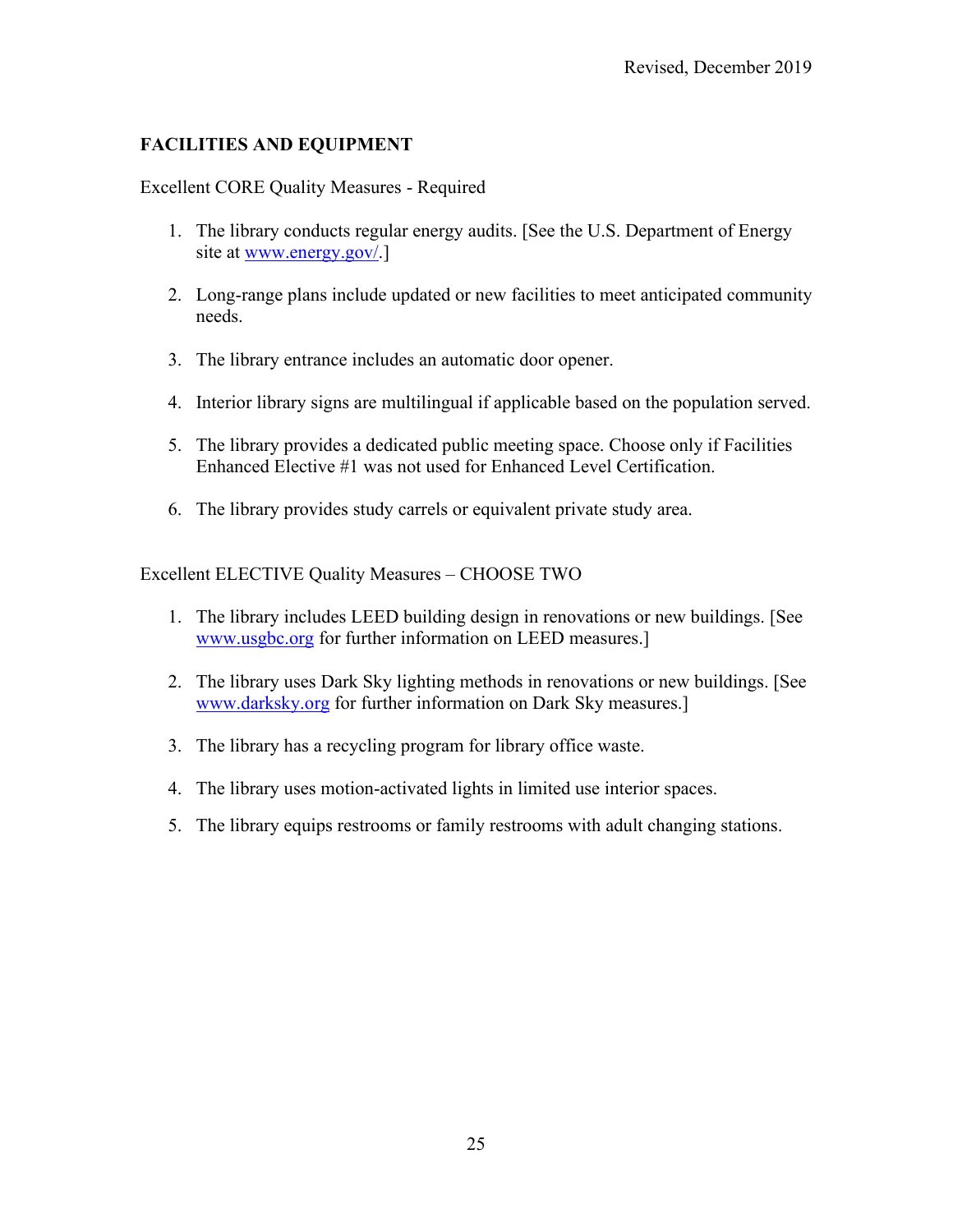## FACILITIES AND EQUIPMENT

Excellent CORE Quality Measures - Required

1. The library conducts regular energy audits. [See the U.S. Department of Energy site at www.energy.gov/.]

2. Long-range plans include updated or new facilities to meet anticipated community needs.

3. The library entrance includes an automatic door opener.

4. Interior library signs are multilingual if applicable based on the population served.

5. The library provides a dedicated public meeting space. Choose only if Facilities Enhanced Elective #1 was not used for Enhanced Level Certification.

6. The library provides study carrels or equivalent private study area.

Excellent ELECTIVE Quality Measures – CHOOSE TWO

1. The library includes LEED building design in renovations or new buildings. [See www.usgbc.org for further information on LEED measures.]

2. The library uses Dark Sky lighting methods in renovations or new buildings. [See www.darksky.org for further information on Dark Sky measures.]

3. The library has a recycling program for library office waste.

4. The library uses motion-activated lights in limited use interior spaces.

5. The library equips restrooms or family restrooms with adult changing stations.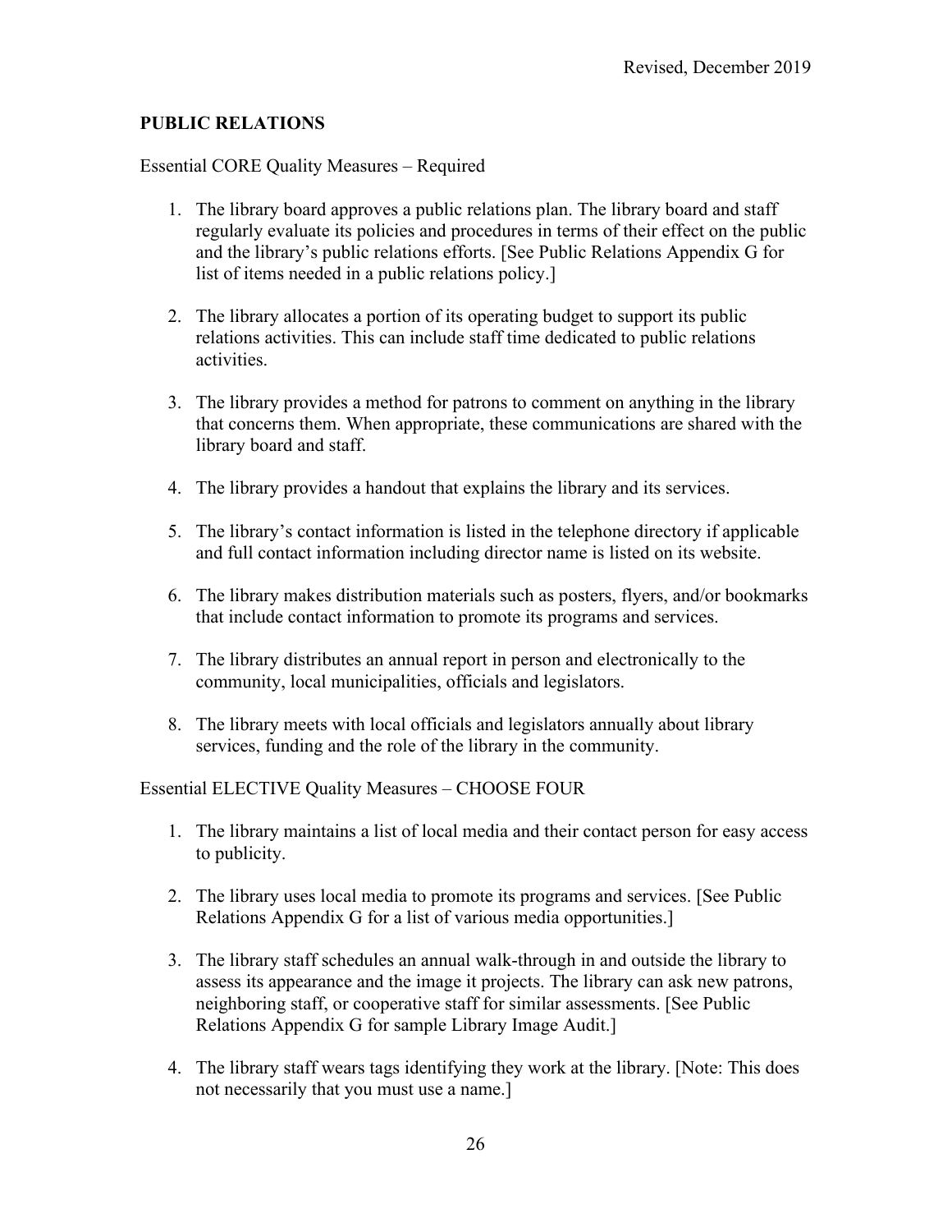## PUBLIC RELATIONS

Essential CORE Quality Measures – Required

1. The library board approves a public relations plan. The library board and staff regularly evaluate its policies and procedures in terms of their effect on the public and the library's public relations efforts. [See Public Relations Appendix G for list of items needed in a public relations policy.]

2. The library allocates a portion of its operating budget to support its public relations activities. This can include staff time dedicated to public relations activities.

3. The library provides a method for patrons to comment on anything in the library that concerns them. When appropriate, these communications are shared with the library board and staff.

4. The library provides a handout that explains the library and its services.

5. The library's contact information is listed in the telephone directory if applicable and full contact information including director name is listed on its website.

6. The library makes distribution materials such as posters, flyers, and/or bookmarks that include contact information to promote its programs and services.

7. The library distributes an annual report in person and electronically to the community, local municipalities, officials and legislators.

8. The library meets with local officials and legislators annually about library services, funding and the role of the library in the community.

Essential ELECTIVE Quality Measures – CHOOSE FOUR

1. The library maintains a list of local media and their contact person for easy access to publicity.

2. The library uses local media to promote its programs and services. [See Public Relations Appendix G for a list of various media opportunities.]

3. The library staff schedules an annual walk-through in and outside the library to assess its appearance and the image it projects. The library can ask new patrons, neighboring staff, or cooperative staff for similar assessments. [See Public Relations Appendix G for sample Library Image Audit.]

4. The library staff wears tags identifying they work at the library. [Note: This does not necessarily that you must use a name.]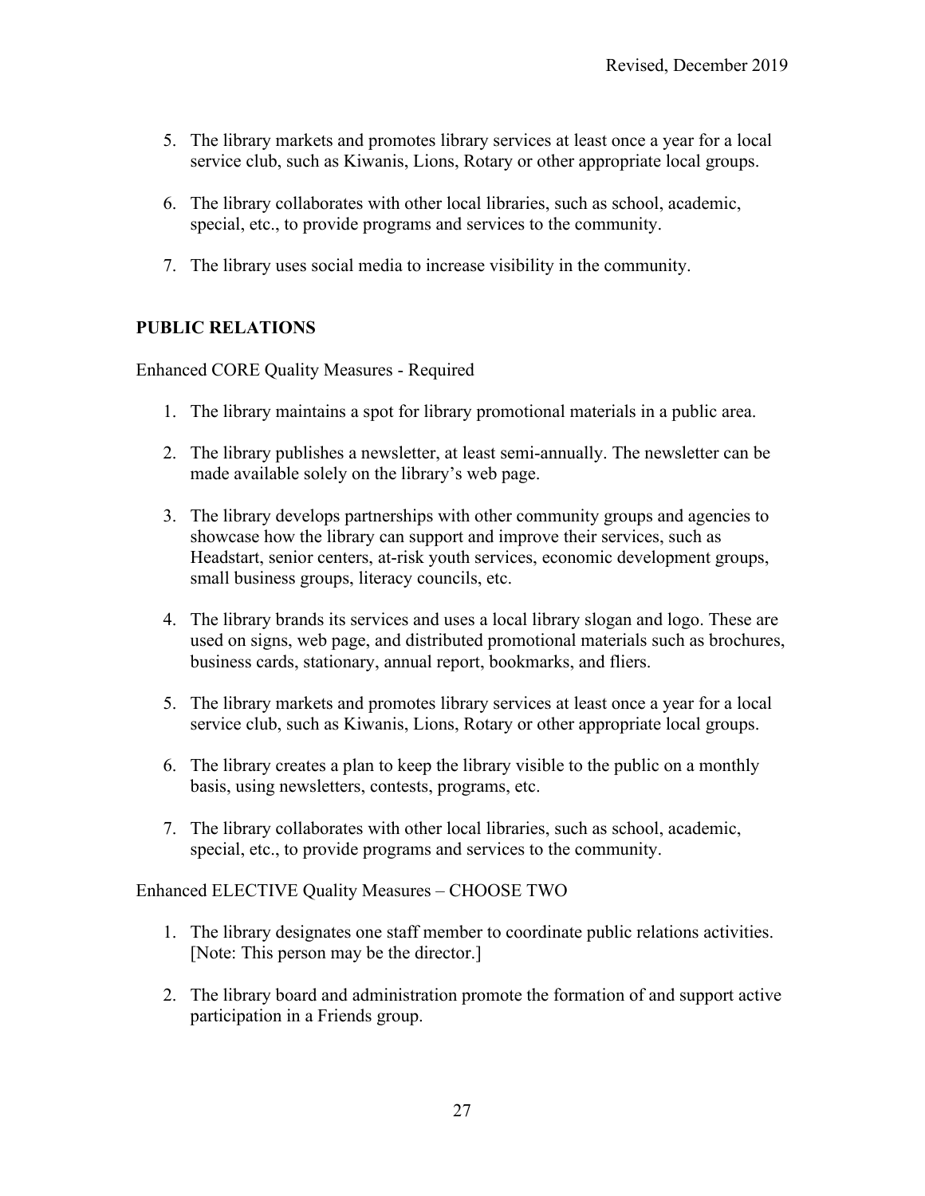5. The library markets and promotes library services at least once a year for a local service club, such as Kiwanis, Lions, Rotary or other appropriate local groups.

6. The library collaborates with other local libraries, such as school, academic, special, etc., to provide programs and services to the community.

7. The library uses social media to increase visibility in the community.

## PUBLIC RELATIONS

Enhanced CORE Quality Measures - Required

1. The library maintains a spot for library promotional materials in a public area.

2. The library publishes a newsletter, at least semi-annually. The newsletter can be made available solely on the library's web page.

3. The library develops partnerships with other community groups and agencies to showcase how the library can support and improve their services, such as Headstart, senior centers, at-risk youth services, economic development groups, small business groups, literacy councils, etc.

4. The library brands its services and uses a local library slogan and logo. These are used on signs, web page, and distributed promotional materials such as brochures, business cards, stationary, annual report, bookmarks, and fliers.

5. The library markets and promotes library services at least once a year for a local service club, such as Kiwanis, Lions, Rotary or other appropriate local groups.

6. The library creates a plan to keep the library visible to the public on a monthly basis, using newsletters, contests, programs, etc.

7. The library collaborates with other local libraries, such as school, academic, special, etc., to provide programs and services to the community.

Enhanced ELECTIVE Quality Measures – CHOOSE TWO

1. The library designates one staff member to coordinate public relations activities. [Note: This person may be the director.]

2. The library board and administration promote the formation of and support active participation in a Friends group.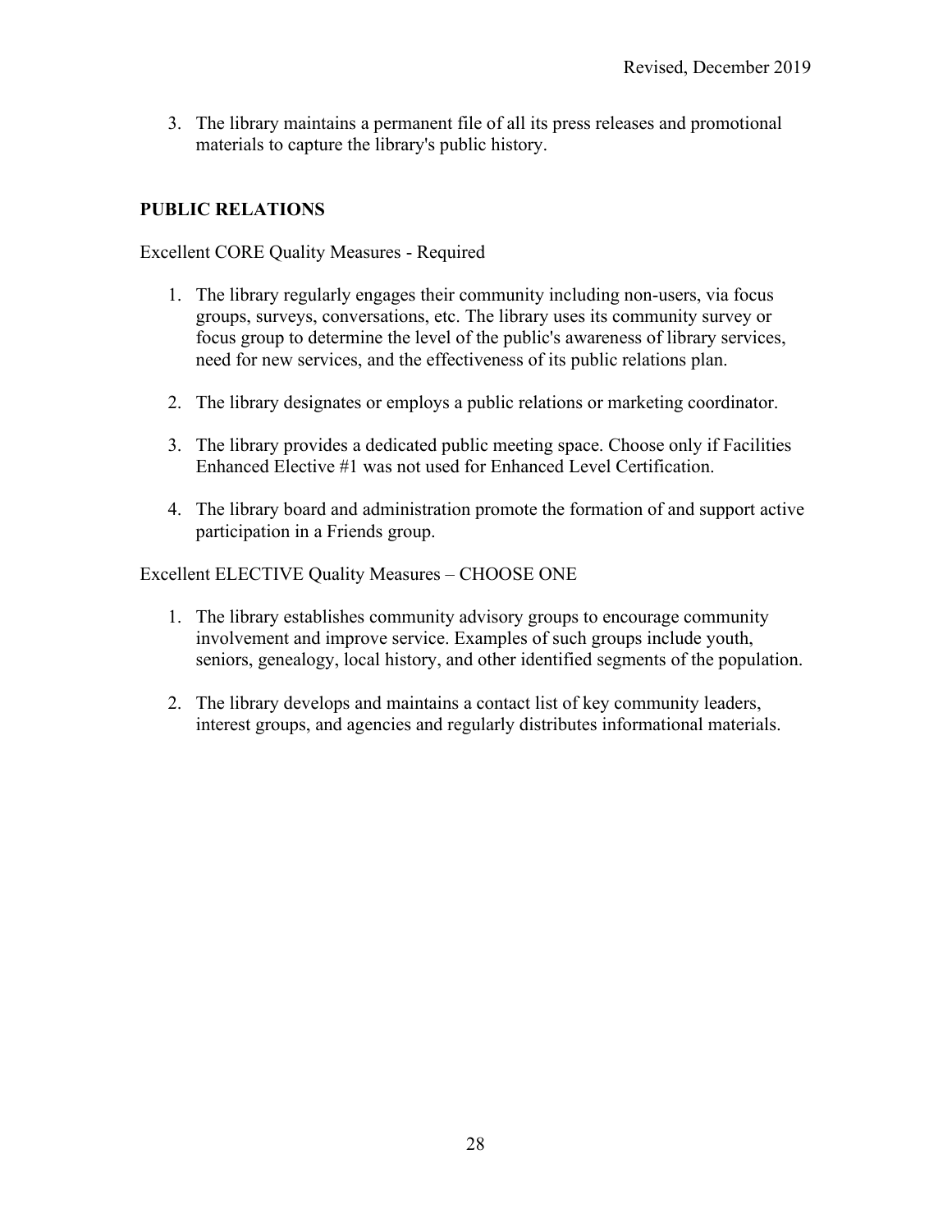3. The library maintains a permanent file of all its press releases and promotional materials to capture the library's public history.

## PUBLIC RELATIONS

Excellent CORE Quality Measures - Required

1. The library regularly engages their community including non-users, via focus groups, surveys, conversations, etc. The library uses its community survey or focus group to determine the level of the public's awareness of library services, need for new services, and the effectiveness of its public relations plan.

2. The library designates or employs a public relations or marketing coordinator.

3. The library provides a dedicated public meeting space. Choose only if Facilities Enhanced Elective #1 was not used for Enhanced Level Certification.

4. The library board and administration promote the formation of and support active participation in a Friends group.

Excellent ELECTIVE Quality Measures – CHOOSE ONE

1. The library establishes community advisory groups to encourage community involvement and improve service. Examples of such groups include youth, seniors, genealogy, local history, and other identified segments of the population.

2. The library develops and maintains a contact list of key community leaders, interest groups, and agencies and regularly distributes informational materials.